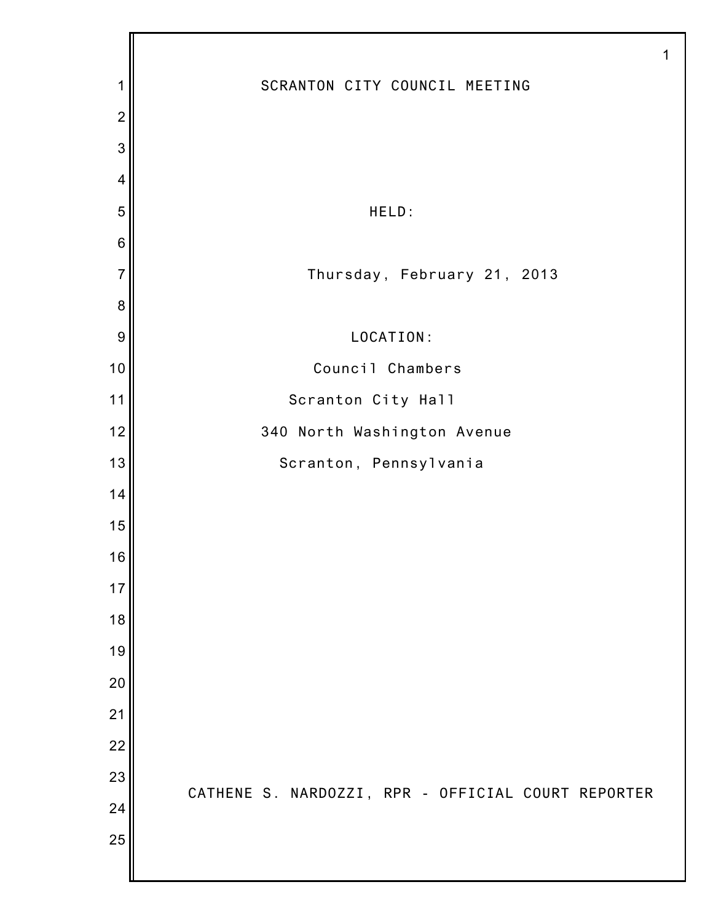# SCRANTON CITY COUNCIL MEETING

HELD:

Thursday, February 21, 2013

LOCATION:

Council Chambers

Scranton City Hall

340 North Washington Avenue

Scranton, Pennsylvania

CATHENE S. NARDOZZI, RPR - OFFICIAL COURT REPORTER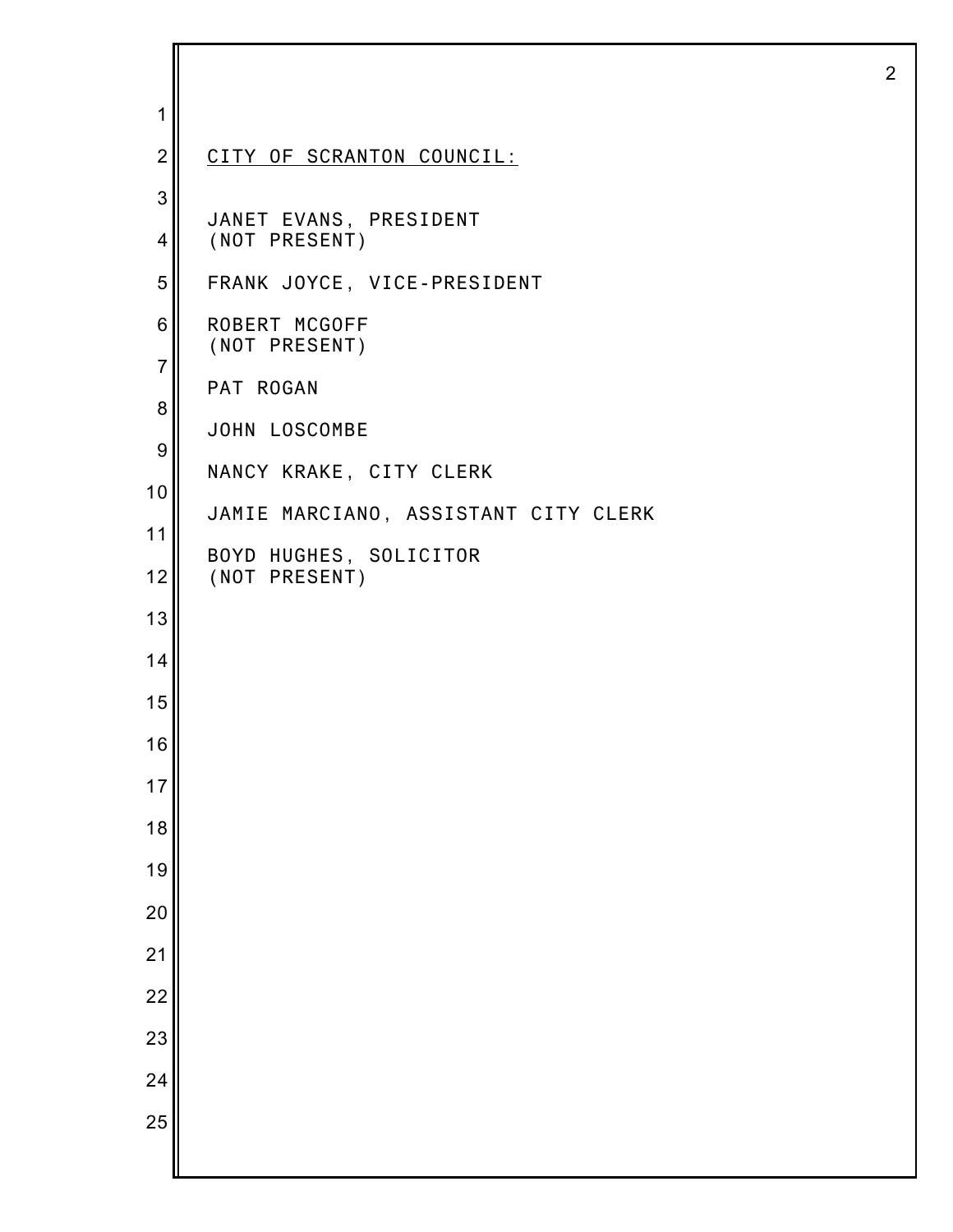CITY OF SCRANTON COUNCIL:

JANET EVANS, PRESIDENT
(NOT PRESENT)

FRANK JOYCE, VICE-PRESIDENT

ROBERT MCGOFF
(NOT PRESENT)

PAT ROGAN

JOHN LOSCOMBE

NANCY KRAKE, CITY CLERK

JAMIE MARCIANO, ASSISTANT CITY CLERK

BOYD HUGHES, SOLICITOR
(NOT PRESENT)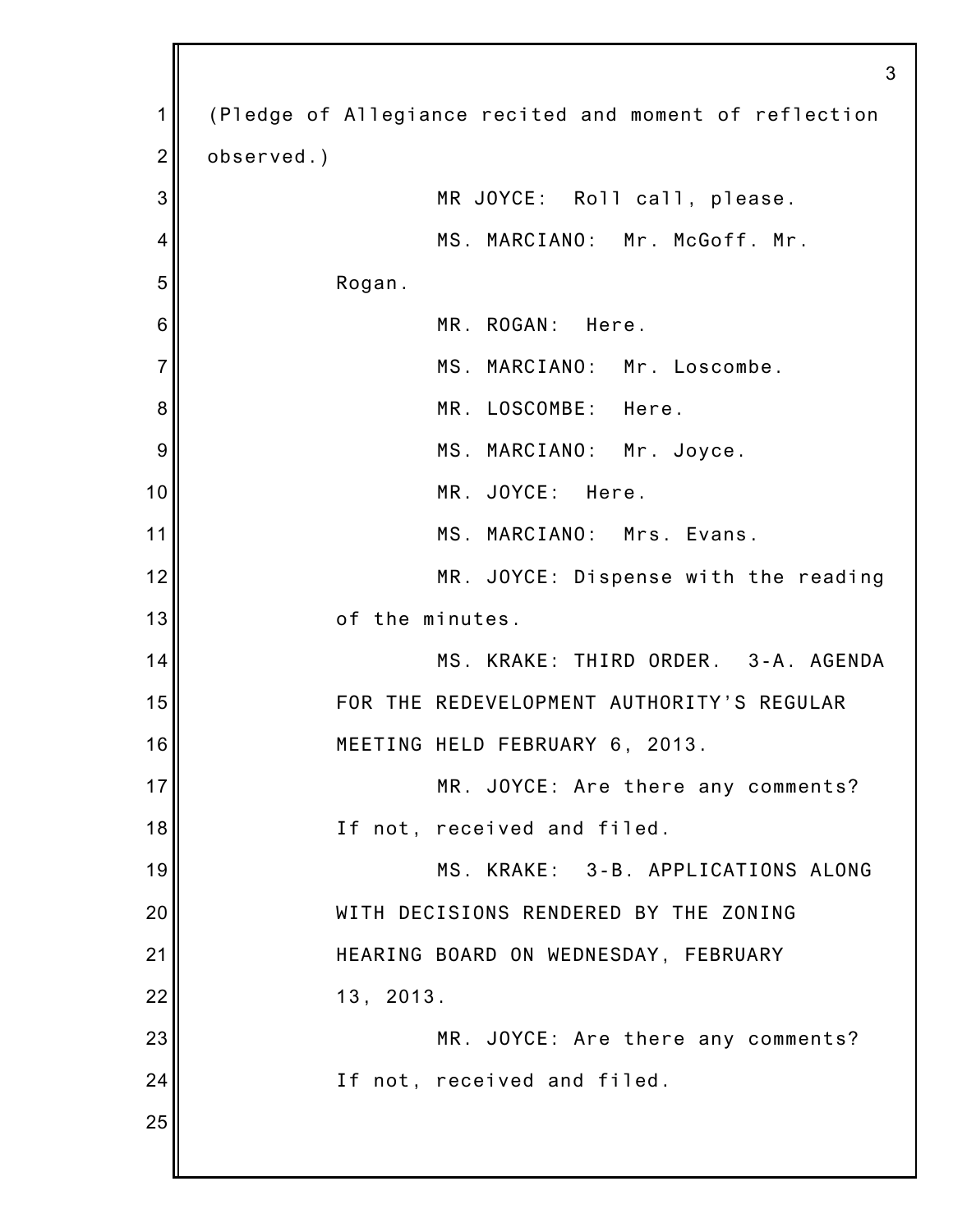(Pledge of Allegiance recited and moment of reflection observed.)

MR JOYCE: Roll call, please.

MS. MARCIANO: Mr. McGoff. Mr. Rogan.

MR. ROGAN: Here.

MS. MARCIANO: Mr. Loscombe.

MR. LOSCOMBE: Here.

MS. MARCIANO: Mr. Joyce.

MR. JOYCE: Here.

MS. MARCIANO: Mrs. Evans.

MR. JOYCE: Dispense with the reading of the minutes.

MS. KRAKE: THIRD ORDER. 3-A. AGENDA FOR THE REDEVELOPMENT AUTHORITY'S REGULAR MEETING HELD FEBRUARY 6, 2013.

MR. JOYCE: Are there any comments? If not, received and filed.

MS. KRAKE: 3-B. APPLICATIONS ALONG WITH DECISIONS RENDERED BY THE ZONING HEARING BOARD ON WEDNESDAY, FEBRUARY 13, 2013.

MR. JOYCE: Are there any comments? If not, received and filed.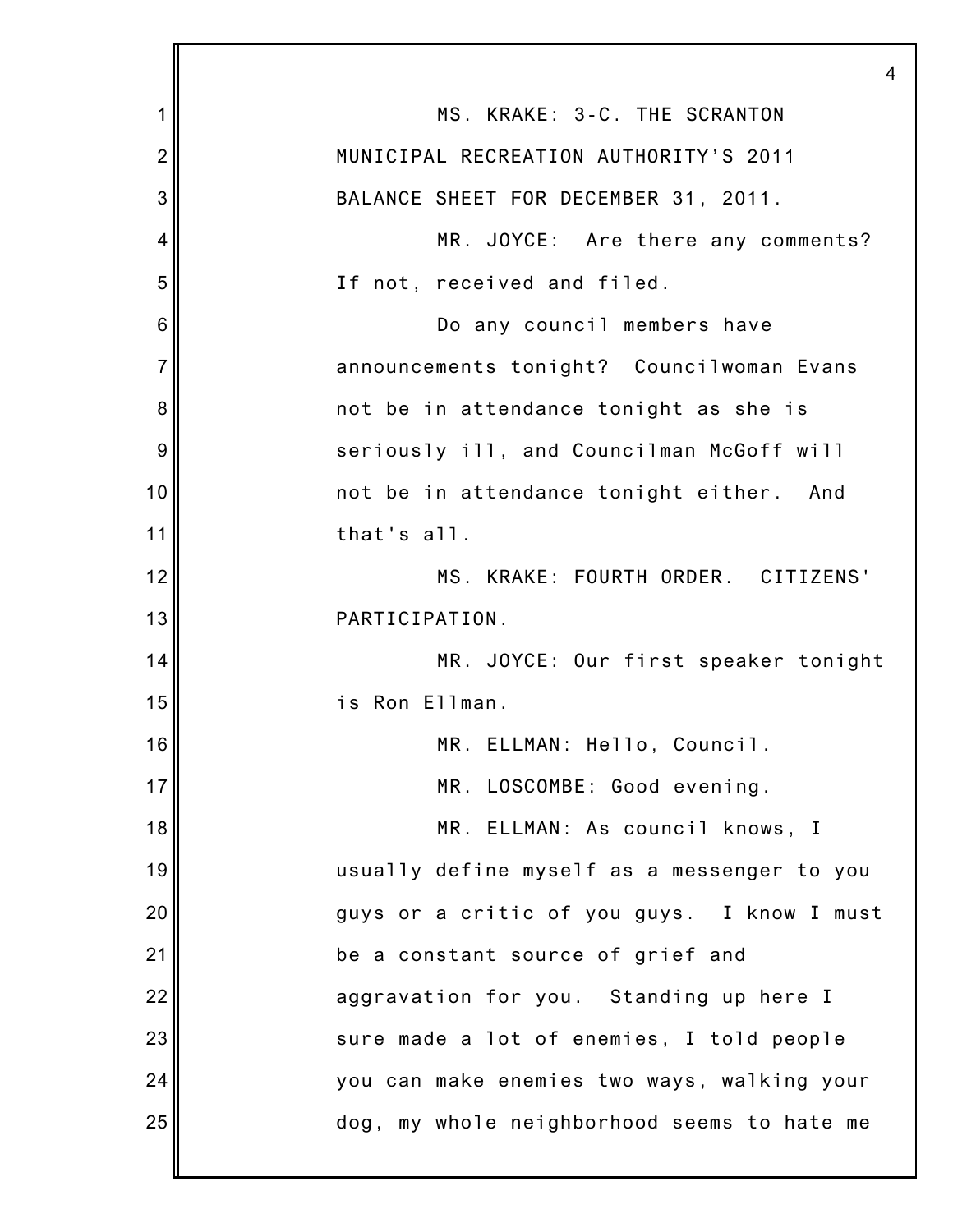MS. KRAKE: 3-C. THE SCRANTON MUNICIPAL RECREATION AUTHORITY'S 2011 BALANCE SHEET FOR DECEMBER 31, 2011.

MR. JOYCE: Are there any comments? If not, received and filed.

Do any council members have announcements tonight? Councilwoman Evans not be in attendance tonight as she is seriously ill, and Councilman McGoff will not be in attendance tonight either. And that's all.

MS. KRAKE: FOURTH ORDER. CITIZENS' PARTICIPATION.

MR. JOYCE: Our first speaker tonight is Ron Ellman.

MR. ELLMAN: Hello, Council.

MR. LOSCOMBE: Good evening.

MR. ELLMAN: As council knows, I usually define myself as a messenger to you guys or a critic of you guys. I know I must be a constant source of grief and aggravation for you. Standing up here I sure made a lot of enemies, I told people you can make enemies two ways, walking your dog, my whole neighborhood seems to hate me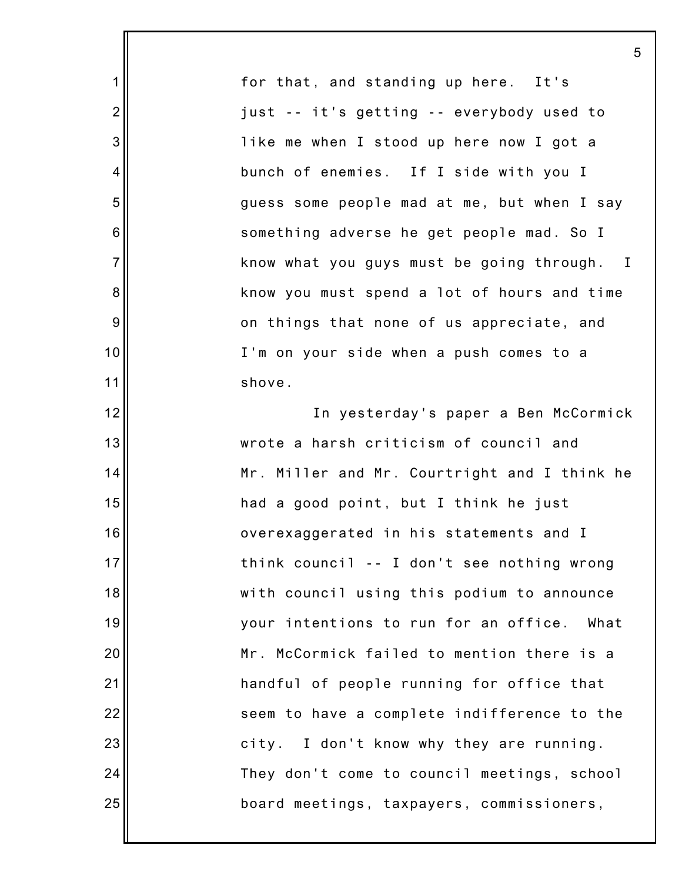for that, and standing up here. It's just -- it's getting -- everybody used to like me when I stood up here now I got a bunch of enemies. If I side with you I guess some people mad at me, but when I say something adverse he get people mad. So I know what you guys must be going through. I know you must spend a lot of hours and time on things that none of us appreciate, and I'm on your side when a push comes to a shove.

In yesterday's paper a Ben McCormick wrote a harsh criticism of council and Mr. Miller and Mr. Courtright and I think he had a good point, but I think he just overexaggerated in his statements and I think council -- I don't see nothing wrong with council using this podium to announce your intentions to run for an office. What Mr. McCormick failed to mention there is a handful of people running for office that seem to have a complete indifference to the city. I don't know why they are running. They don't come to council meetings, school board meetings, taxpayers, commissioners,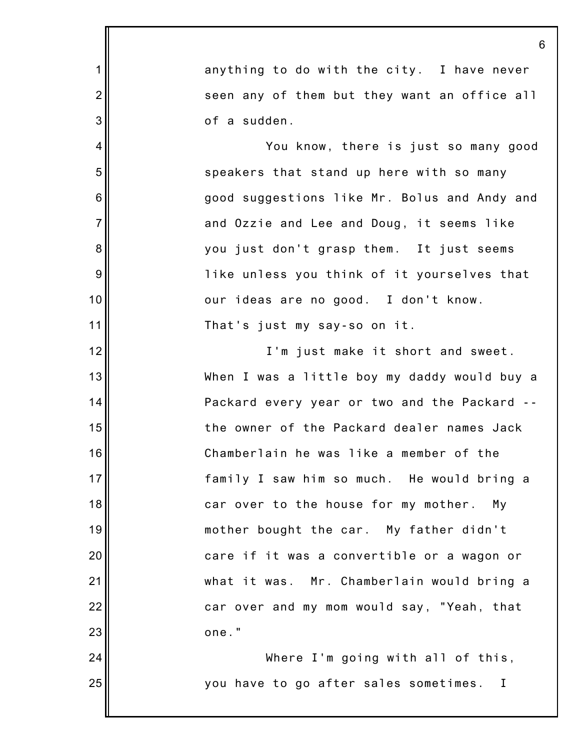anything to do with the city. I have never seen any of them but they want an office all of a sudden.

You know, there is just so many good speakers that stand up here with so many good suggestions like Mr. Bolus and Andy and and Ozzie and Lee and Doug, it seems like you just don't grasp them. It just seems like unless you think of it yourselves that our ideas are no good. I don't know. That's just my say-so on it.

I'm just make it short and sweet. When I was a little boy my daddy would buy a Packard every year or two and the Packard -- the owner of the Packard dealer names Jack Chamberlain he was like a member of the family I saw him so much. He would bring a car over to the house for my mother. My mother bought the car. My father didn't care if it was a convertible or a wagon or what it was. Mr. Chamberlain would bring a car over and my mom would say, "Yeah, that one."

Where I'm going with all of this, you have to go after sales sometimes. I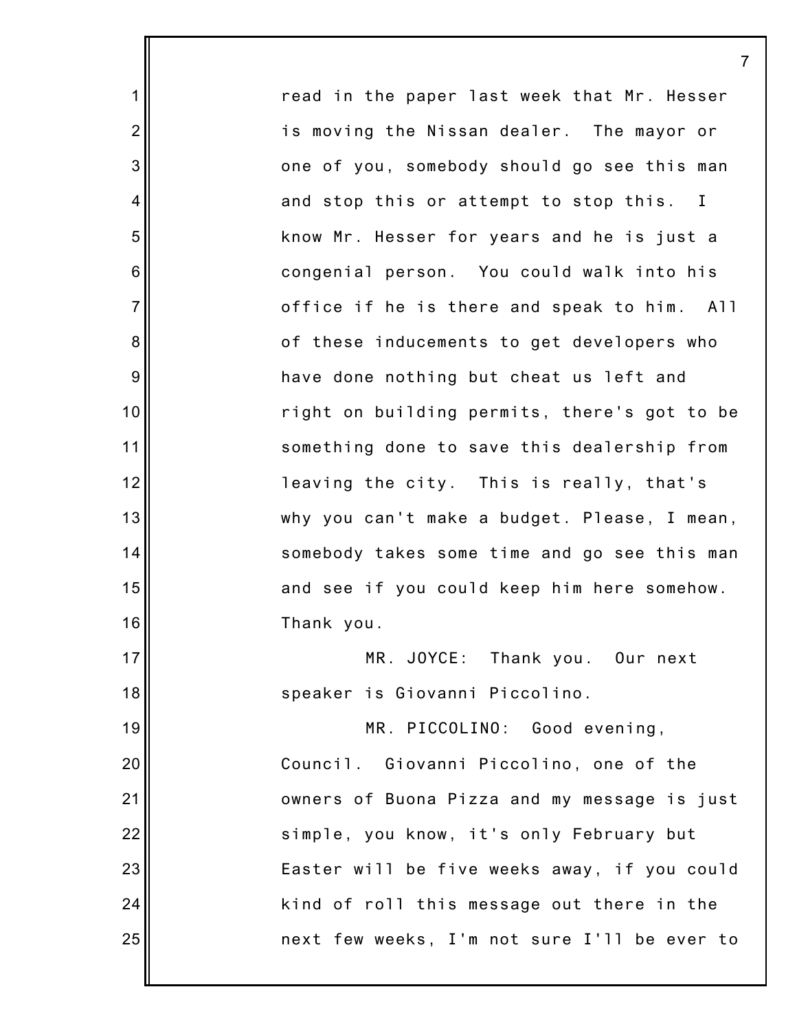read in the paper last week that Mr. Hesser is moving the Nissan dealer. The mayor or one of you, somebody should go see this man and stop this or attempt to stop this. I know Mr. Hesser for years and he is just a congenial person. You could walk into his office if he is there and speak to him. All of these inducements to get developers who have done nothing but cheat us left and right on building permits, there's got to be something done to save this dealership from leaving the city. This is really, that's why you can't make a budget. Please, I mean, somebody takes some time and go see this man and see if you could keep him here somehow. Thank you.

MR. JOYCE: Thank you. Our next speaker is Giovanni Piccolino.

MR. PICCOLINO: Good evening, Council. Giovanni Piccolino, one of the owners of Buona Pizza and my message is just simple, you know, it's only February but Easter will be five weeks away, if you could kind of roll this message out there in the next few weeks, I'm not sure I'll be ever to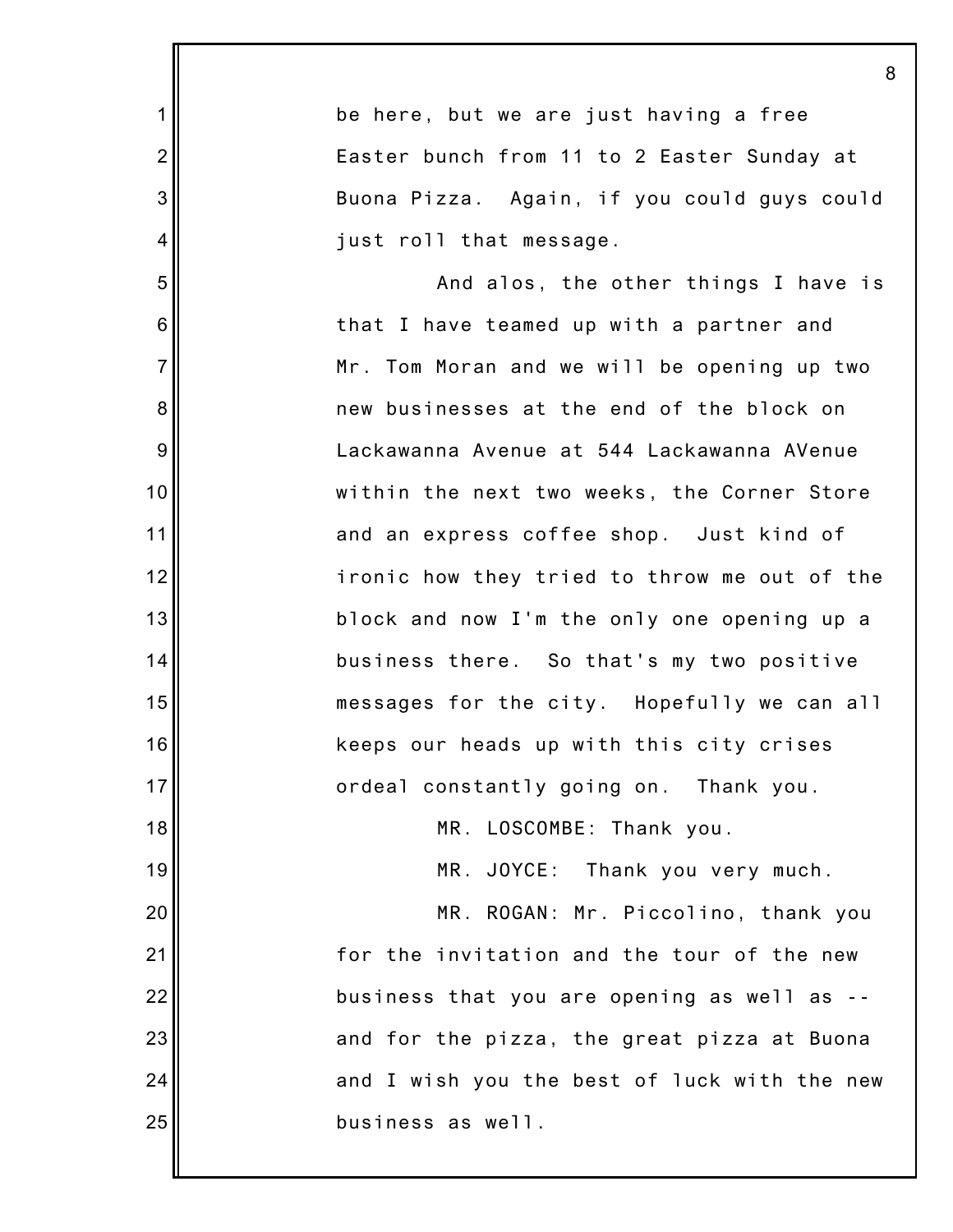be here, but we are just having a free Easter bunch from 11 to 2 Easter Sunday at Buona Pizza. Again, if you could guys could just roll that message.

And alos, the other things I have is that I have teamed up with a partner and Mr. Tom Moran and we will be opening up two new businesses at the end of the block on Lackawanna Avenue at 544 Lackawanna AVenue within the next two weeks, the Corner Store and an express coffee shop. Just kind of ironic how they tried to throw me out of the block and now I'm the only one opening up a business there. So that's my two positive messages for the city. Hopefully we can all keeps our heads up with this city crises ordeal constantly going on. Thank you.

MR. LOSCOMBE: Thank you.

MR. JOYCE: Thank you very much.

MR. ROGAN: Mr. Piccolino, thank you for the invitation and the tour of the new business that you are opening as well as -- and for the pizza, the great pizza at Buona and I wish you the best of luck with the new business as well.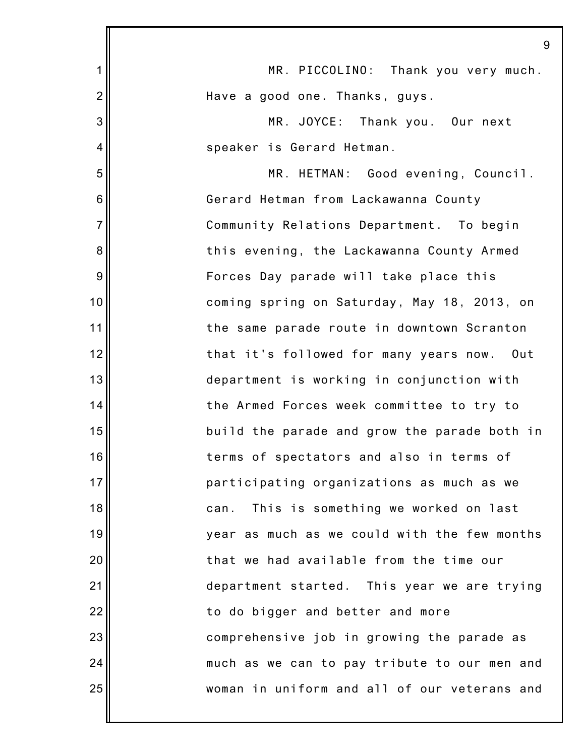MR. PICCOLINO: Thank you very much. Have a good one. Thanks, guys.

MR. JOYCE: Thank you. Our next speaker is Gerard Hetman.

MR. HETMAN: Good evening, Council. Gerard Hetman from Lackawanna County Community Relations Department. To begin this evening, the Lackawanna County Armed Forces Day parade will take place this coming spring on Saturday, May 18, 2013, on the same parade route in downtown Scranton that it's followed for many years now. Out department is working in conjunction with the Armed Forces week committee to try to build the parade and grow the parade both in terms of spectators and also in terms of participating organizations as much as we can. This is something we worked on last year as much as we could with the few months that we had available from the time our department started. This year we are trying to do bigger and better and more comprehensive job in growing the parade as much as we can to pay tribute to our men and woman in uniform and all of our veterans and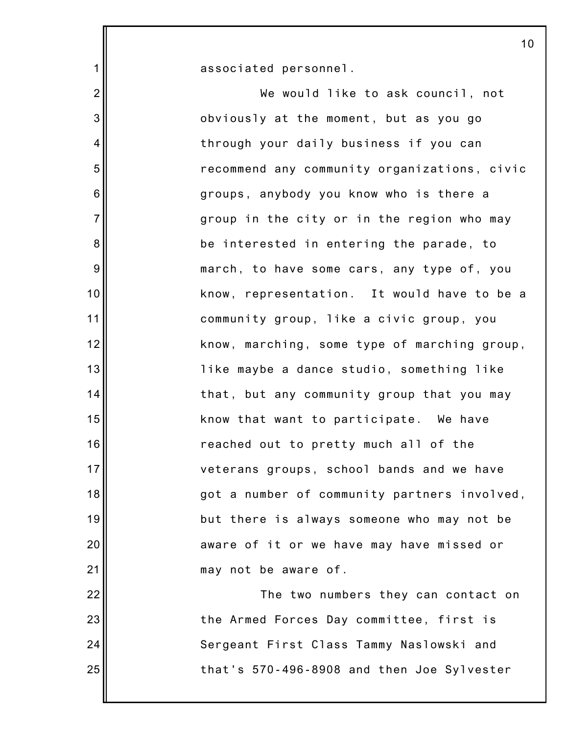associated personnel.

We would like to ask council, not obviously at the moment, but as you go through your daily business if you can recommend any community organizations, civic groups, anybody you know who is there a group in the city or in the region who may be interested in entering the parade, to march, to have some cars, any type of, you know, representation. It would have to be a community group, like a civic group, you know, marching, some type of marching group, like maybe a dance studio, something like that, but any community group that you may know that want to participate. We have reached out to pretty much all of the veterans groups, school bands and we have got a number of community partners involved, but there is always someone who may not be aware of it or we have may have missed or may not be aware of.

The two numbers they can contact on the Armed Forces Day committee, first is Sergeant First Class Tammy Naslowski and that's 570-496-8908 and then Joe Sylvester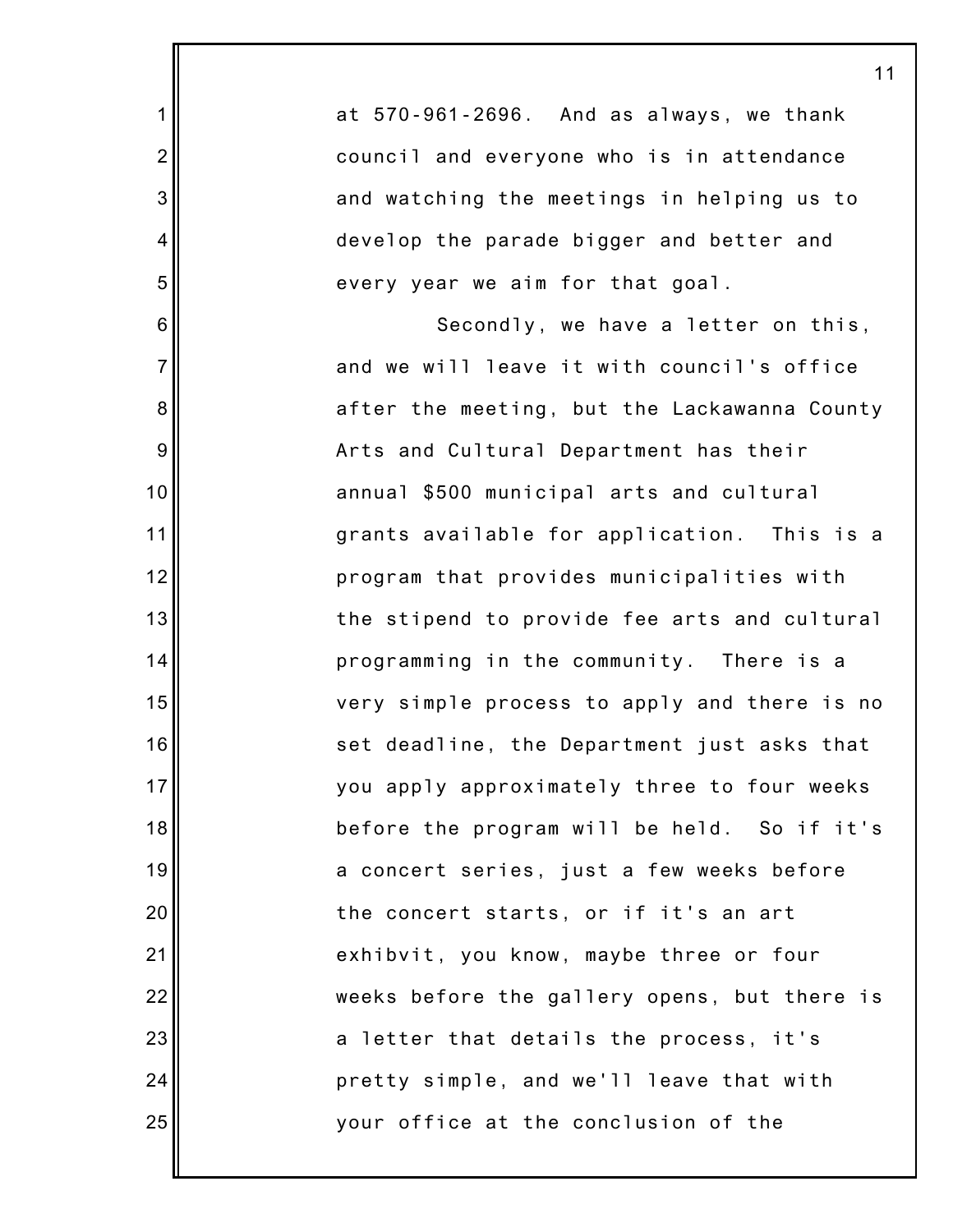at 570-961-2696. And as always, we thank council and everyone who is in attendance and watching the meetings in helping us to develop the parade bigger and better and every year we aim for that goal.

Secondly, we have a letter on this, and we will leave it with council's office after the meeting, but the Lackawanna County Arts and Cultural Department has their annual $500 municipal arts and cultural grants available for application. This is a program that provides municipalities with the stipend to provide fee arts and cultural programming in the community. There is a very simple process to apply and there is no set deadline, the Department just asks that you apply approximately three to four weeks before the program will be held. So if it's a concert series, just a few weeks before the concert starts, or if it's an art exhibvit, you know, maybe three or four weeks before the gallery opens, but there is a letter that details the process, it's pretty simple, and we'll leave that with your office at the conclusion of the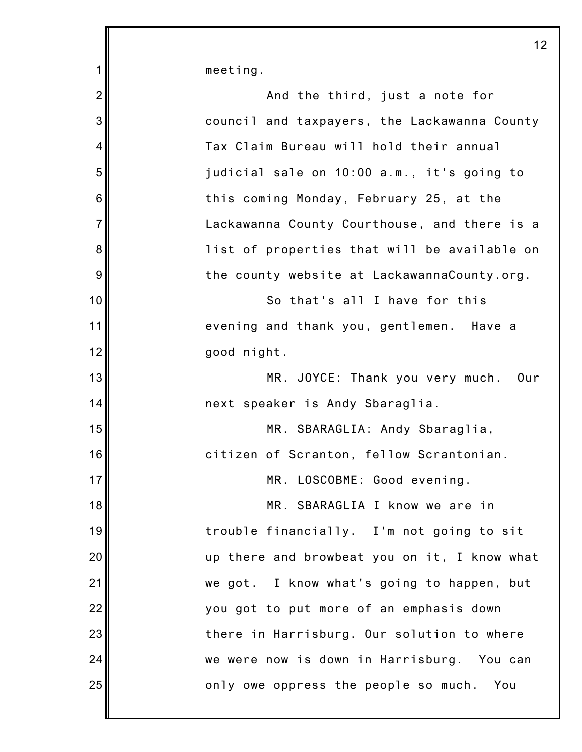meeting.

And the third, just a note for council and taxpayers, the Lackawanna County Tax Claim Bureau will hold their annual judicial sale on 10:00 a.m., it's going to this coming Monday, February 25, at the Lackawanna County Courthouse, and there is a list of properties that will be available on the county website at LackawannaCounty.org.

So that's all I have for this evening and thank you, gentlemen. Have a good night.

MR. JOYCE: Thank you very much. Our next speaker is Andy Sbaraglia.

MR. SBARAGLIA: Andy Sbaraglia, citizen of Scranton, fellow Scrantonian.

MR. LOSCOBME: Good evening.

MR. SBARAGLIA I know we are in trouble financially. I'm not going to sit up there and browbeat you on it, I know what we got. I know what's going to happen, but you got to put more of an emphasis down there in Harrisburg. Our solution to where we were now is down in Harrisburg. You can only owe oppress the people so much. You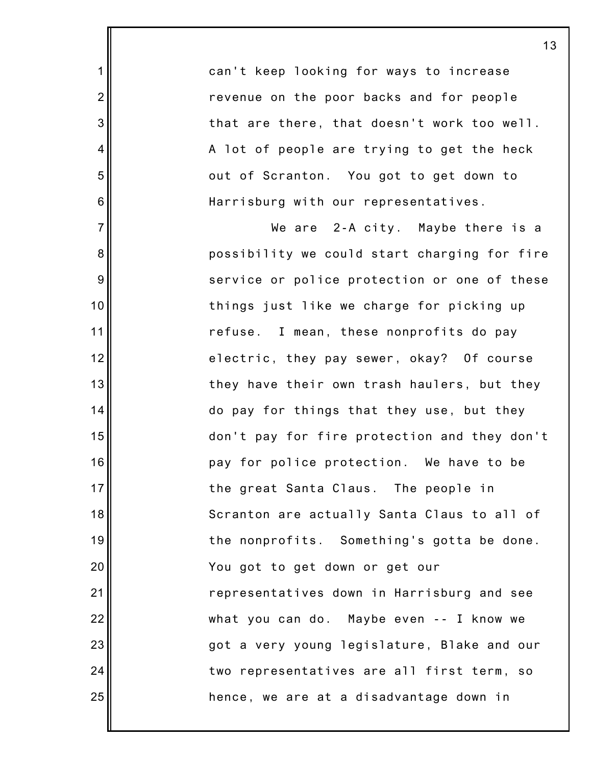can't keep looking for ways to increase revenue on the poor backs and for people that are there, that doesn't work too well. A lot of people are trying to get the heck out of Scranton. You got to get down to Harrisburg with our representatives.

We are 2-A city. Maybe there is a possibility we could start charging for fire service or police protection or one of these things just like we charge for picking up refuse. I mean, these nonprofits do pay electric, they pay sewer, okay? Of course they have their own trash haulers, but they do pay for things that they use, but they don't pay for fire protection and they don't pay for police protection. We have to be the great Santa Claus. The people in Scranton are actually Santa Claus to all of the nonprofits. Something's gotta be done. You got to get down or get our representatives down in Harrisburg and see what you can do. Maybe even -- I know we got a very young legislature, Blake and our two representatives are all first term, so hence, we are at a disadvantage down in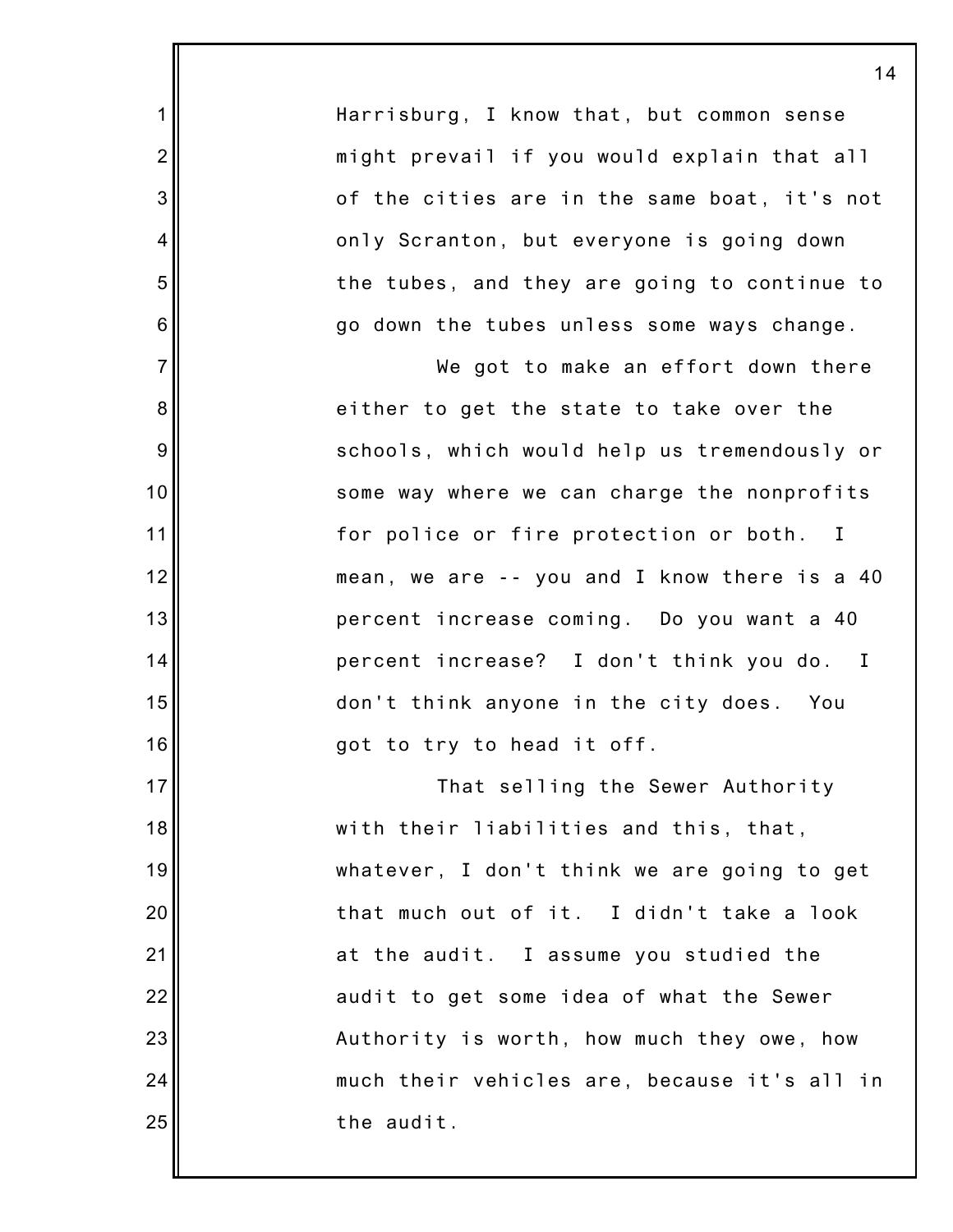Harrisburg, I know that, but common sense might prevail if you would explain that all of the cities are in the same boat, it's not only Scranton, but everyone is going down the tubes, and they are going to continue to go down the tubes unless some ways change.

We got to make an effort down there either to get the state to take over the schools, which would help us tremendously or some way where we can charge the nonprofits for police or fire protection or both. I mean, we are -- you and I know there is a 40 percent increase coming. Do you want a 40 percent increase? I don't think you do. I don't think anyone in the city does. You got to try to head it off.

That selling the Sewer Authority with their liabilities and this, that, whatever, I don't think we are going to get that much out of it. I didn't take a look at the audit. I assume you studied the audit to get some idea of what the Sewer Authority is worth, how much they owe, how much their vehicles are, because it's all in the audit.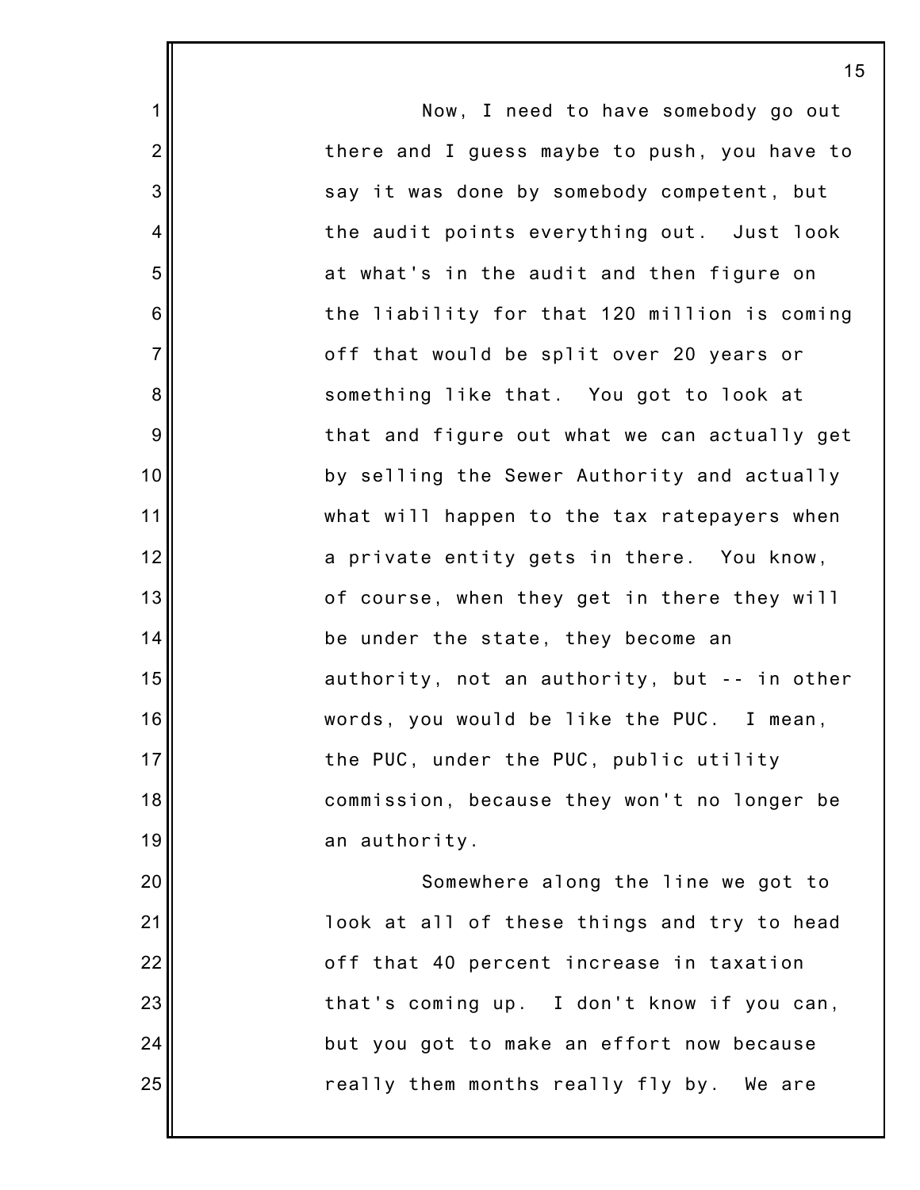Now, I need to have somebody go out there and I guess maybe to push, you have to say it was done by somebody competent, but the audit points everything out. Just look at what's in the audit and then figure on the liability for that 120 million is coming off that would be split over 20 years or something like that. You got to look at that and figure out what we can actually get by selling the Sewer Authority and actually what will happen to the tax ratepayers when a private entity gets in there. You know, of course, when they get in there they will be under the state, they become an authority, not an authority, but -- in other words, you would be like the PUC. I mean, the PUC, under the PUC, public utility commission, because they won't no longer be an authority.

Somewhere along the line we got to look at all of these things and try to head off that 40 percent increase in taxation that's coming up. I don't know if you can, but you got to make an effort now because really them months really fly by. We are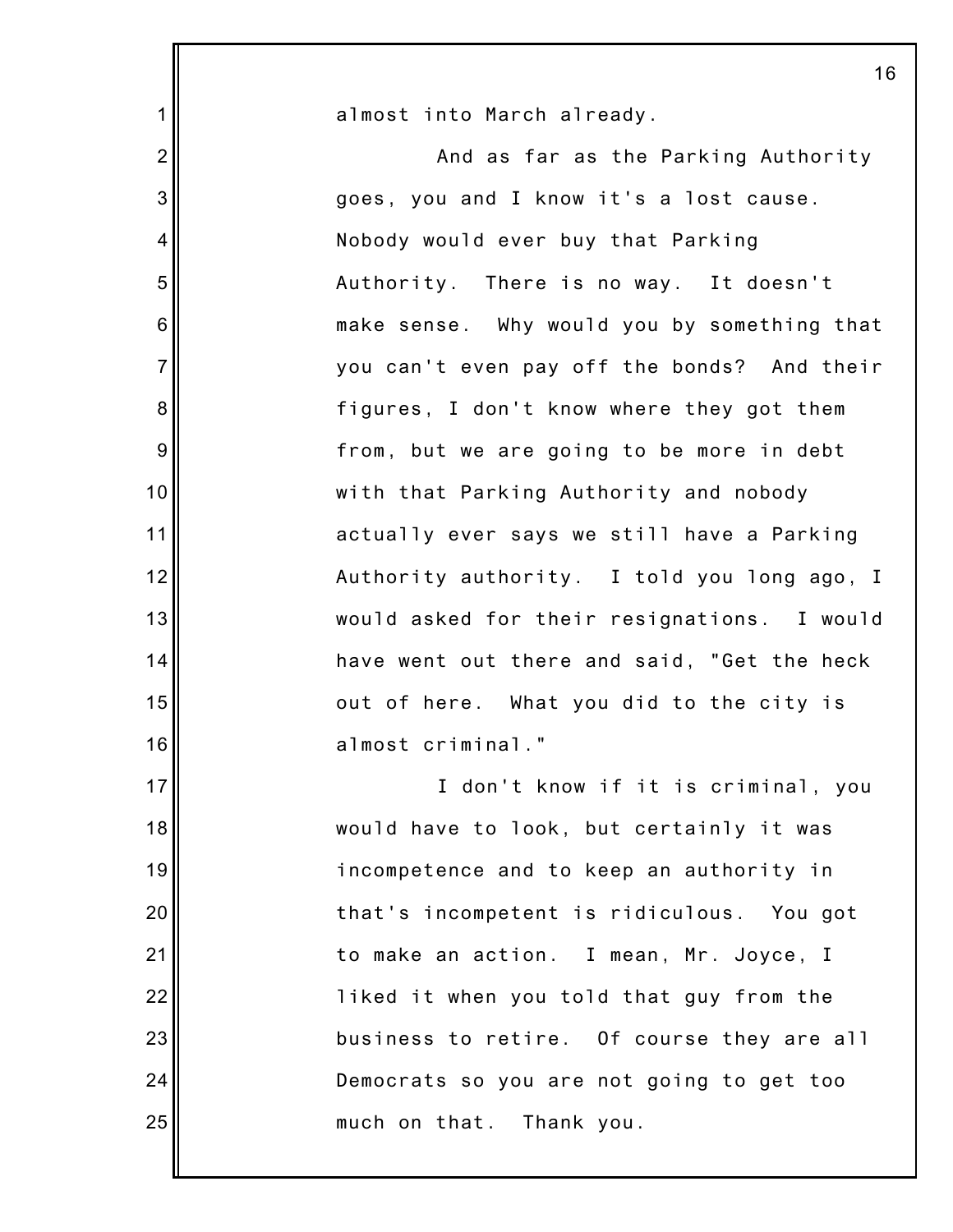almost into March already.

And as far as the Parking Authority goes, you and I know it's a lost cause. Nobody would ever buy that Parking Authority. There is no way. It doesn't make sense. Why would you by something that you can't even pay off the bonds? And their figures, I don't know where they got them from, but we are going to be more in debt with that Parking Authority and nobody actually ever says we still have a Parking Authority authority. I told you long ago, I would asked for their resignations. I would have went out there and said, "Get the heck out of here. What you did to the city is almost criminal."

I don't know if it is criminal, you would have to look, but certainly it was incompetence and to keep an authority in that's incompetent is ridiculous. You got to make an action. I mean, Mr. Joyce, I liked it when you told that guy from the business to retire. Of course they are all Democrats so you are not going to get too much on that. Thank you.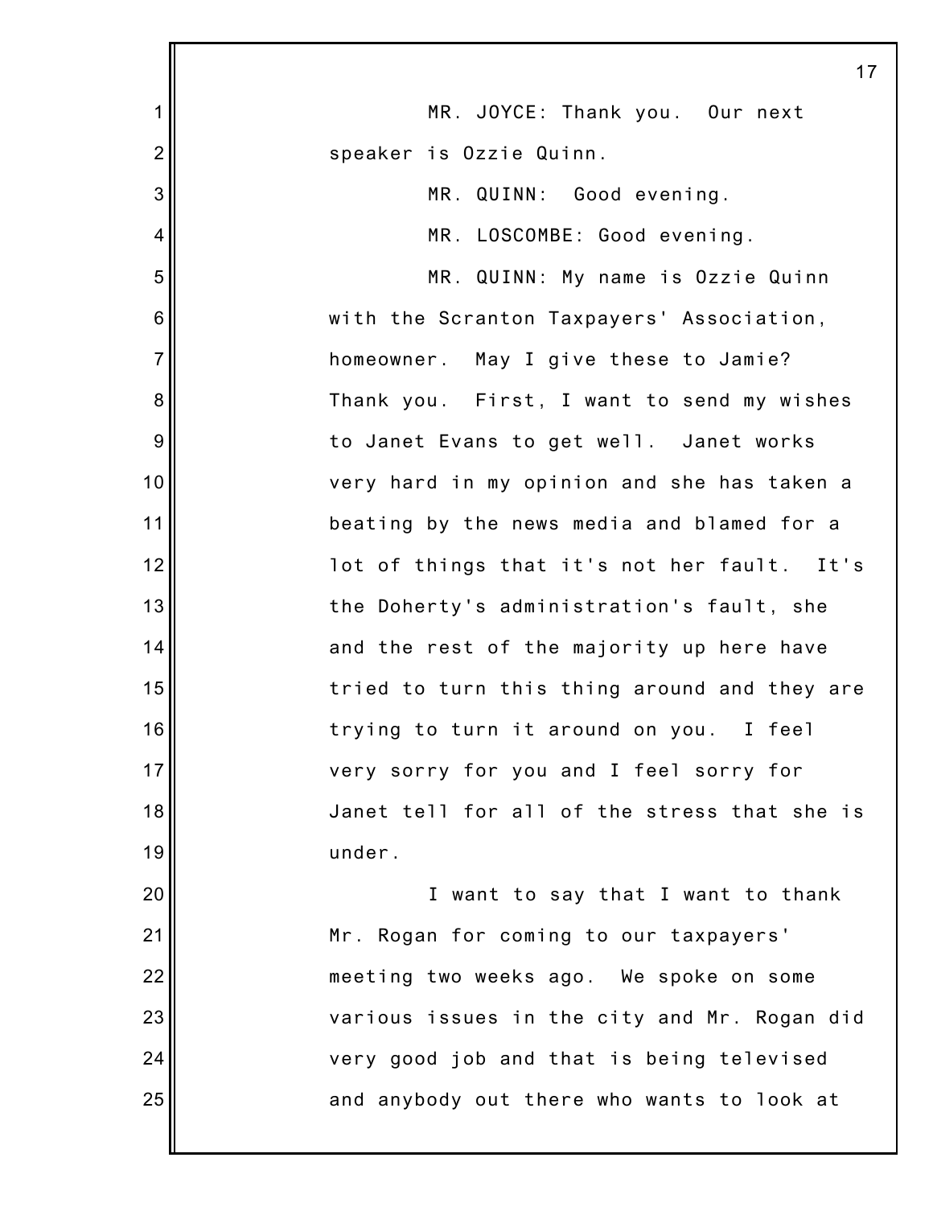MR. JOYCE: Thank you. Our next speaker is Ozzie Quinn.

MR. QUINN: Good evening.

MR. LOSCOMBE: Good evening.

MR. QUINN: My name is Ozzie Quinn with the Scranton Taxpayers' Association, homeowner. May I give these to Jamie? Thank you. First, I want to send my wishes to Janet Evans to get well. Janet works very hard in my opinion and she has taken a beating by the news media and blamed for a lot of things that it's not her fault. It's the Doherty's administration's fault, she and the rest of the majority up here have tried to turn this thing around and they are trying to turn it around on you. I feel very sorry for you and I feel sorry for Janet tell for all of the stress that she is under.

I want to say that I want to thank Mr. Rogan for coming to our taxpayers' meeting two weeks ago. We spoke on some various issues in the city and Mr. Rogan did very good job and that is being televised and anybody out there who wants to look at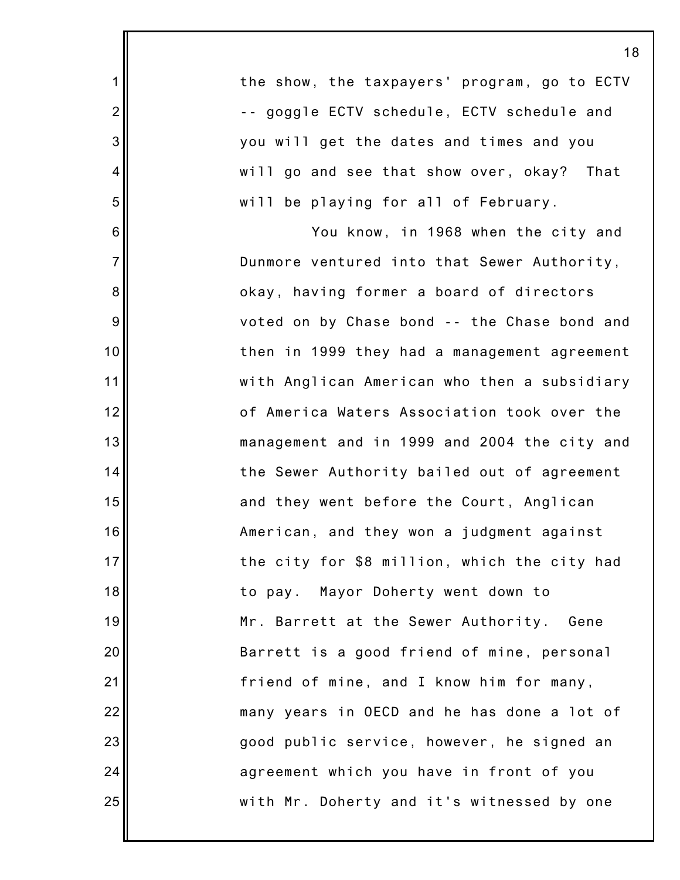the show, the taxpayers' program, go to ECTV -- goggle ECTV schedule, ECTV schedule and you will get the dates and times and you will go and see that show over, okay? That will be playing for all of February.

You know, in 1968 when the city and Dunmore ventured into that Sewer Authority, okay, having former a board of directors voted on by Chase bond -- the Chase bond and then in 1999 they had a management agreement with Anglican American who then a subsidiary of America Waters Association took over the management and in 1999 and 2004 the city and the Sewer Authority bailed out of agreement and they went before the Court, Anglican American, and they won a judgment against the city for $8 million, which the city had to pay. Mayor Doherty went down to Mr. Barrett at the Sewer Authority. Gene Barrett is a good friend of mine, personal friend of mine, and I know him for many, many years in OECD and he has done a lot of good public service, however, he signed an agreement which you have in front of you with Mr. Doherty and it's witnessed by one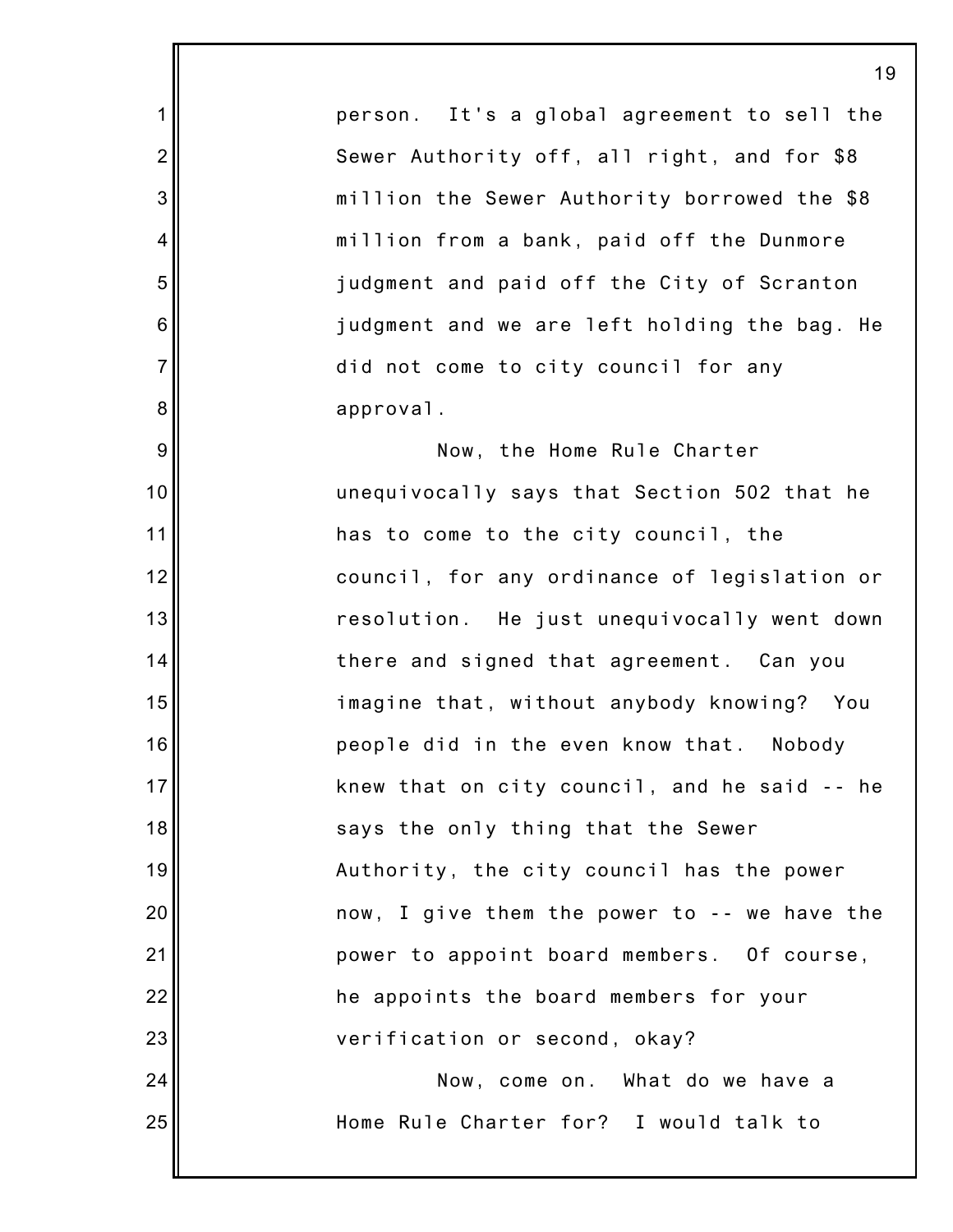person. It's a global agreement to sell the Sewer Authority off, all right, and for $8 million the Sewer Authority borrowed the $8 million from a bank, paid off the Dunmore judgment and paid off the City of Scranton judgment and we are left holding the bag. He did not come to city council for any approval.

Now, the Home Rule Charter unequivocally says that Section 502 that he has to come to the city council, the council, for any ordinance of legislation or resolution. He just unequivocally went down there and signed that agreement. Can you imagine that, without anybody knowing? You people did in the even know that. Nobody knew that on city council, and he said -- he says the only thing that the Sewer Authority, the city council has the power now, I give them the power to -- we have the power to appoint board members. Of course, he appoints the board members for your verification or second, okay?

Now, come on. What do we have a Home Rule Charter for? I would talk to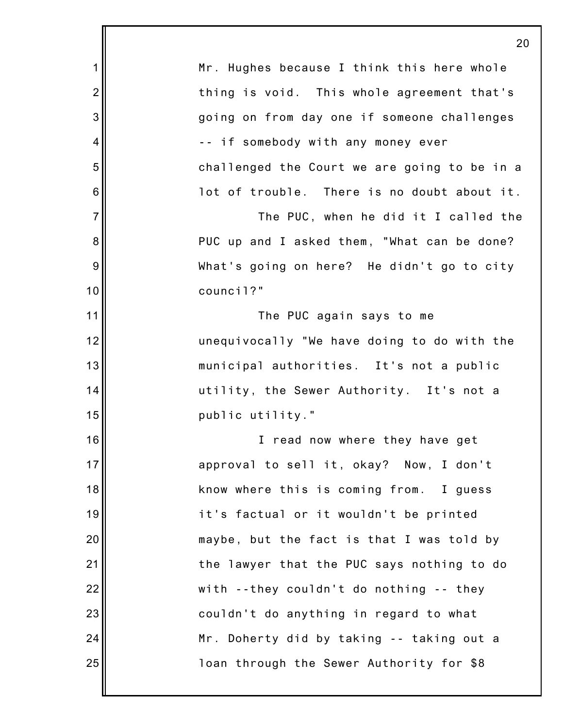Mr. Hughes because I think this here whole thing is void. This whole agreement that's going on from day one if someone challenges -- if somebody with any money ever challenged the Court we are going to be in a lot of trouble. There is no doubt about it.

The PUC, when he did it I called the PUC up and I asked them, "What can be done? What's going on here? He didn't go to city council?"

The PUC again says to me unequivocally "We have doing to do with the municipal authorities. It's not a public utility, the Sewer Authority. It's not a public utility."

I read now where they have get approval to sell it, okay? Now, I don't know where this is coming from. I guess it's factual or it wouldn't be printed maybe, but the fact is that I was told by the lawyer that the PUC says nothing to do with --they couldn't do nothing -- they couldn't do anything in regard to what Mr. Doherty did by taking -- taking out a loan through the Sewer Authority for $8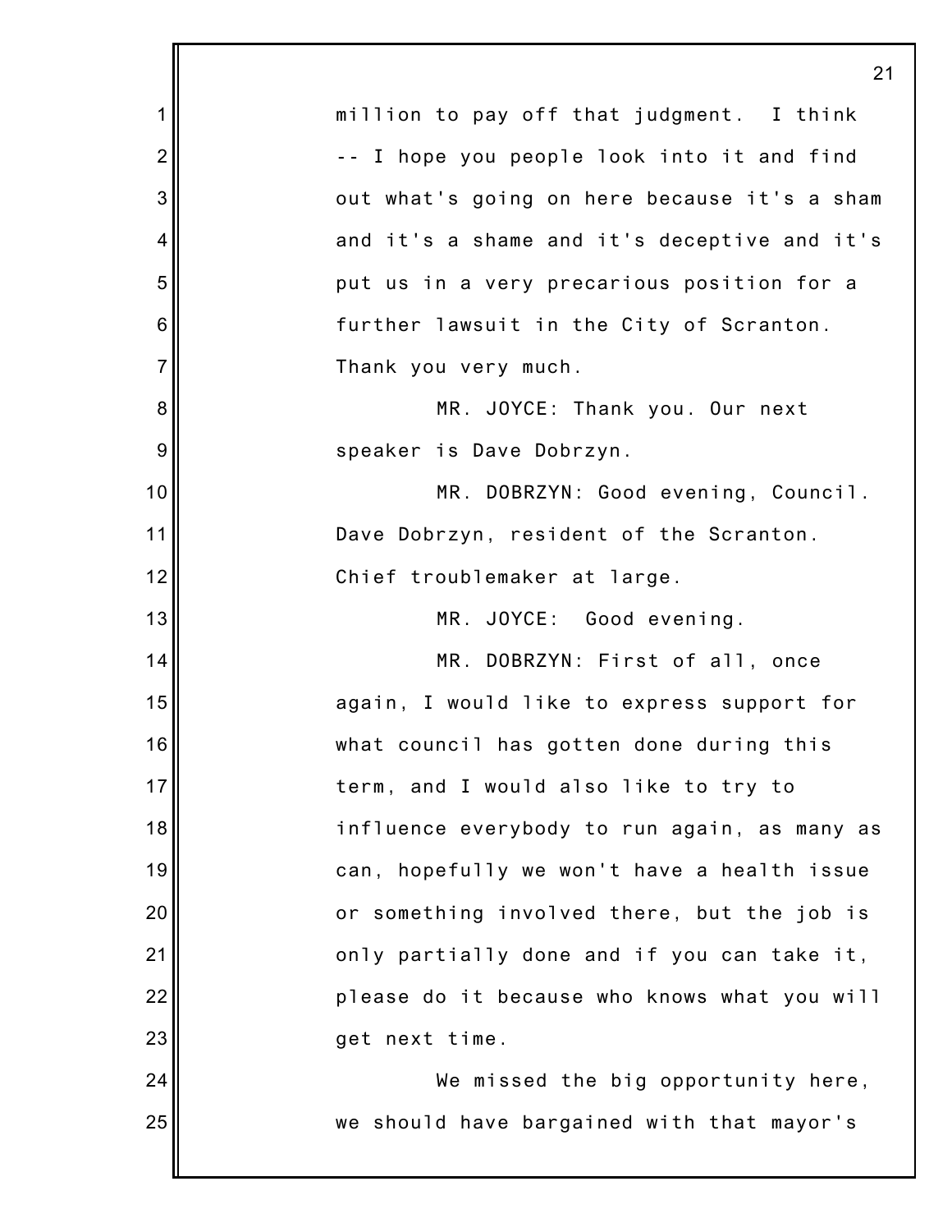million to pay off that judgment. I think -- I hope you people look into it and find out what's going on here because it's a sham and it's a shame and it's deceptive and it's put us in a very precarious position for a further lawsuit in the City of Scranton. Thank you very much.

MR. JOYCE: Thank you. Our next speaker is Dave Dobrzyn.

MR. DOBRZYN: Good evening, Council. Dave Dobrzyn, resident of the Scranton. Chief troublemaker at large.

MR. JOYCE: Good evening.

MR. DOBRZYN: First of all, once again, I would like to express support for what council has gotten done during this term, and I would also like to try to influence everybody to run again, as many as can, hopefully we won't have a health issue or something involved there, but the job is only partially done and if you can take it, please do it because who knows what you will get next time.

We missed the big opportunity here, we should have bargained with that mayor's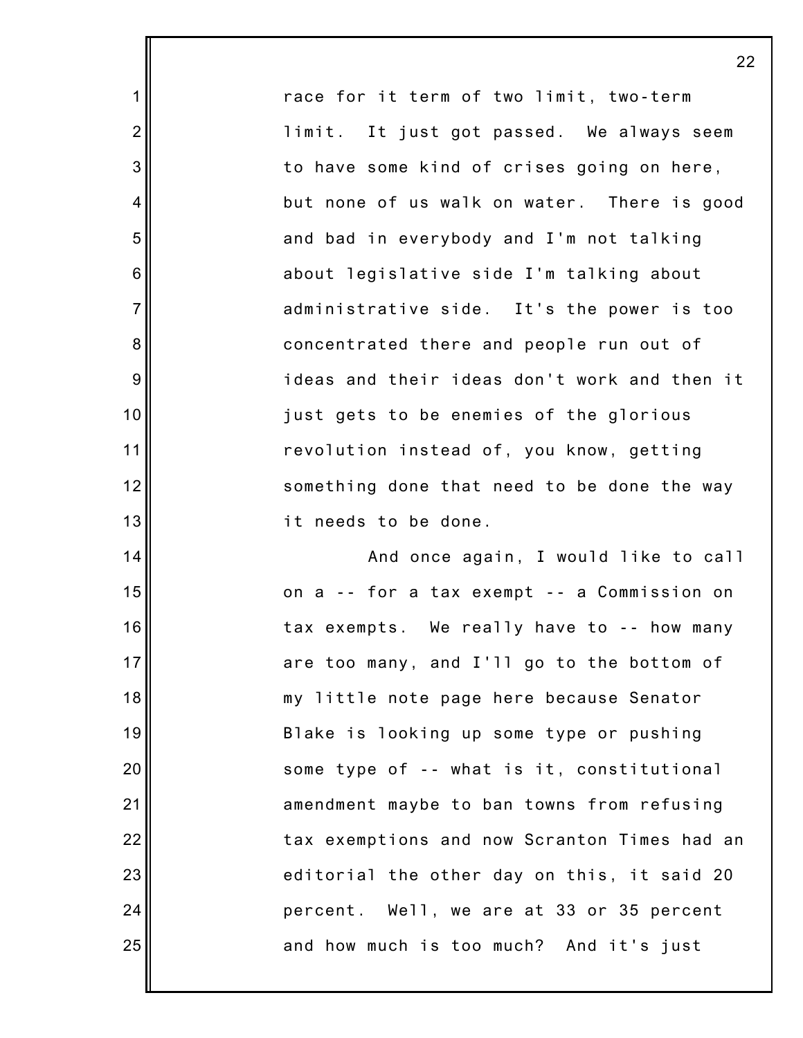race for it term of two limit, two-term limit. It just got passed. We always seem to have some kind of crises going on here, but none of us walk on water. There is good and bad in everybody and I'm not talking about legislative side I'm talking about administrative side. It's the power is too concentrated there and people run out of ideas and their ideas don't work and then it just gets to be enemies of the glorious revolution instead of, you know, getting something done that need to be done the way it needs to be done.

And once again, I would like to call on a -- for a tax exempt -- a Commission on tax exempts. We really have to -- how many are too many, and I'll go to the bottom of my little note page here because Senator Blake is looking up some type or pushing some type of -- what is it, constitutional amendment maybe to ban towns from refusing tax exemptions and now Scranton Times had an editorial the other day on this, it said 20 percent. Well, we are at 33 or 35 percent and how much is too much? And it's just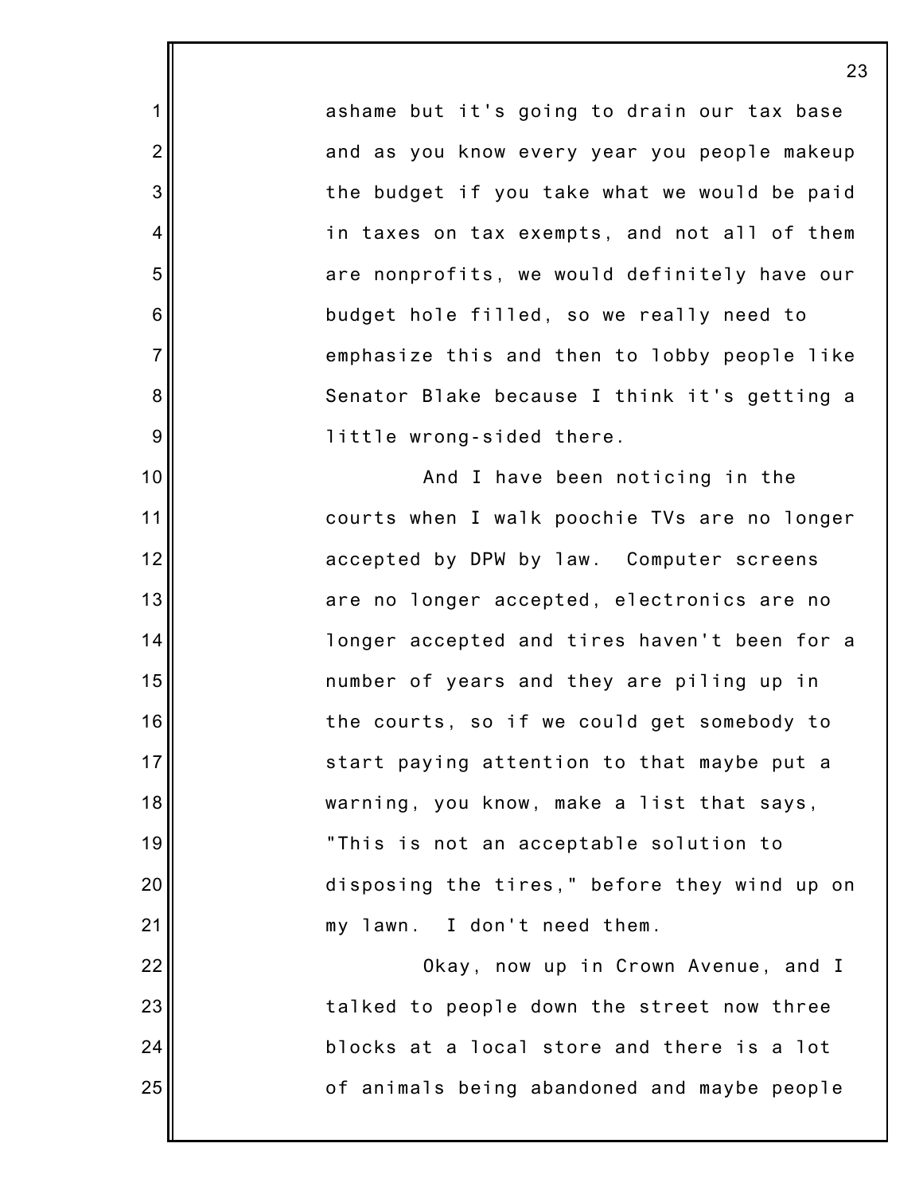ashame but it's going to drain our tax base and as you know every year you people makeup the budget if you take what we would be paid in taxes on tax exempts, and not all of them are nonprofits, we would definitely have our budget hole filled, so we really need to emphasize this and then to lobby people like Senator Blake because I think it's getting a little wrong-sided there.

And I have been noticing in the courts when I walk poochie TVs are no longer accepted by DPW by law. Computer screens are no longer accepted, electronics are no longer accepted and tires haven't been for a number of years and they are piling up in the courts, so if we could get somebody to start paying attention to that maybe put a warning, you know, make a list that says, "This is not an acceptable solution to disposing the tires," before they wind up on my lawn. I don't need them.

Okay, now up in Crown Avenue, and I talked to people down the street now three blocks at a local store and there is a lot of animals being abandoned and maybe people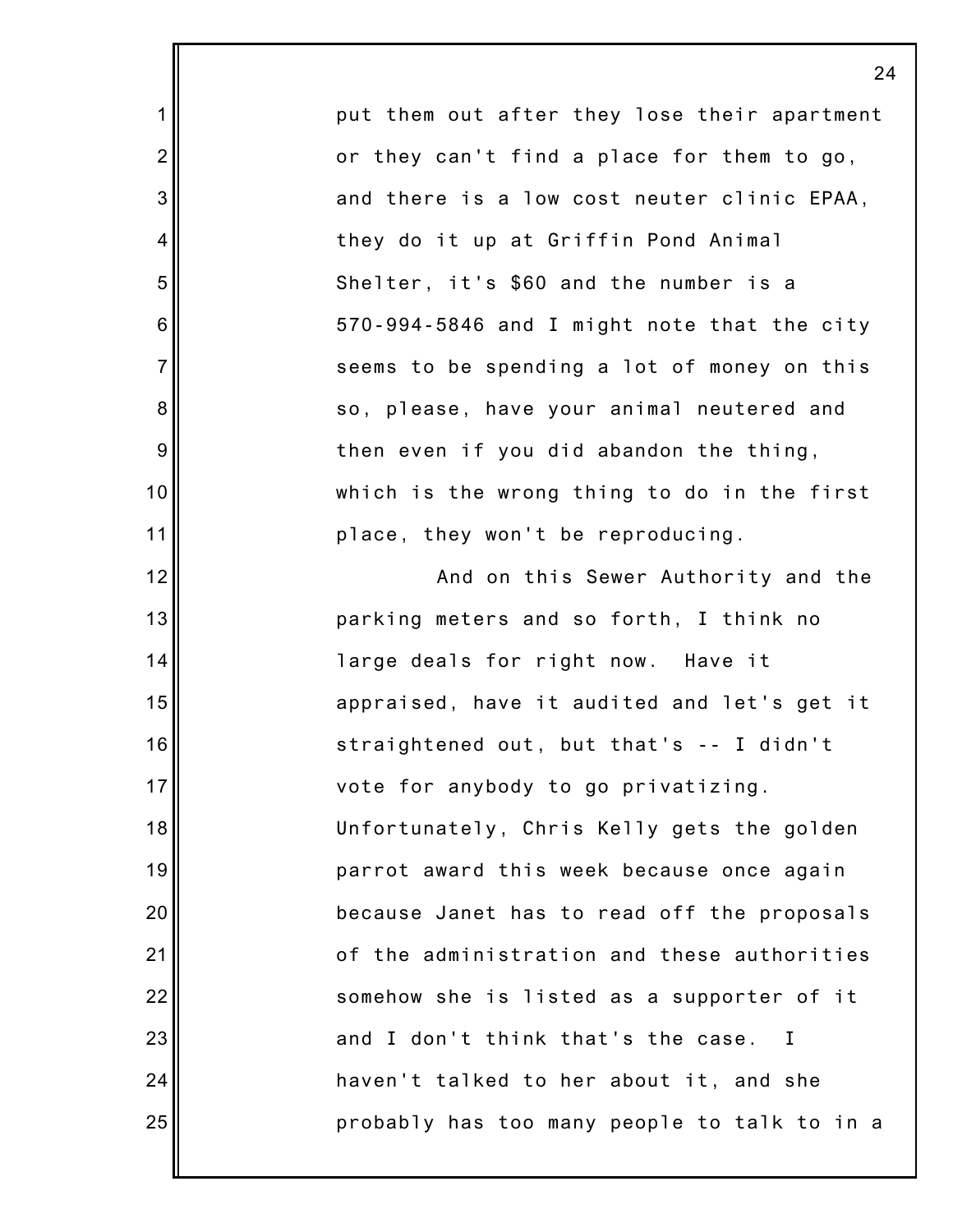put them out after they lose their apartment or they can't find a place for them to go, and there is a low cost neuter clinic EPAA, they do it up at Griffin Pond Animal Shelter, it's $60 and the number is a 570-994-5846 and I might note that the city seems to be spending a lot of money on this so, please, have your animal neutered and then even if you did abandon the thing, which is the wrong thing to do in the first place, they won't be reproducing.

And on this Sewer Authority and the parking meters and so forth, I think no large deals for right now. Have it appraised, have it audited and let's get it straightened out, but that's -- I didn't vote for anybody to go privatizing. Unfortunately, Chris Kelly gets the golden parrot award this week because once again because Janet has to read off the proposals of the administration and these authorities somehow she is listed as a supporter of it and I don't think that's the case. I haven't talked to her about it, and she probably has too many people to talk to in a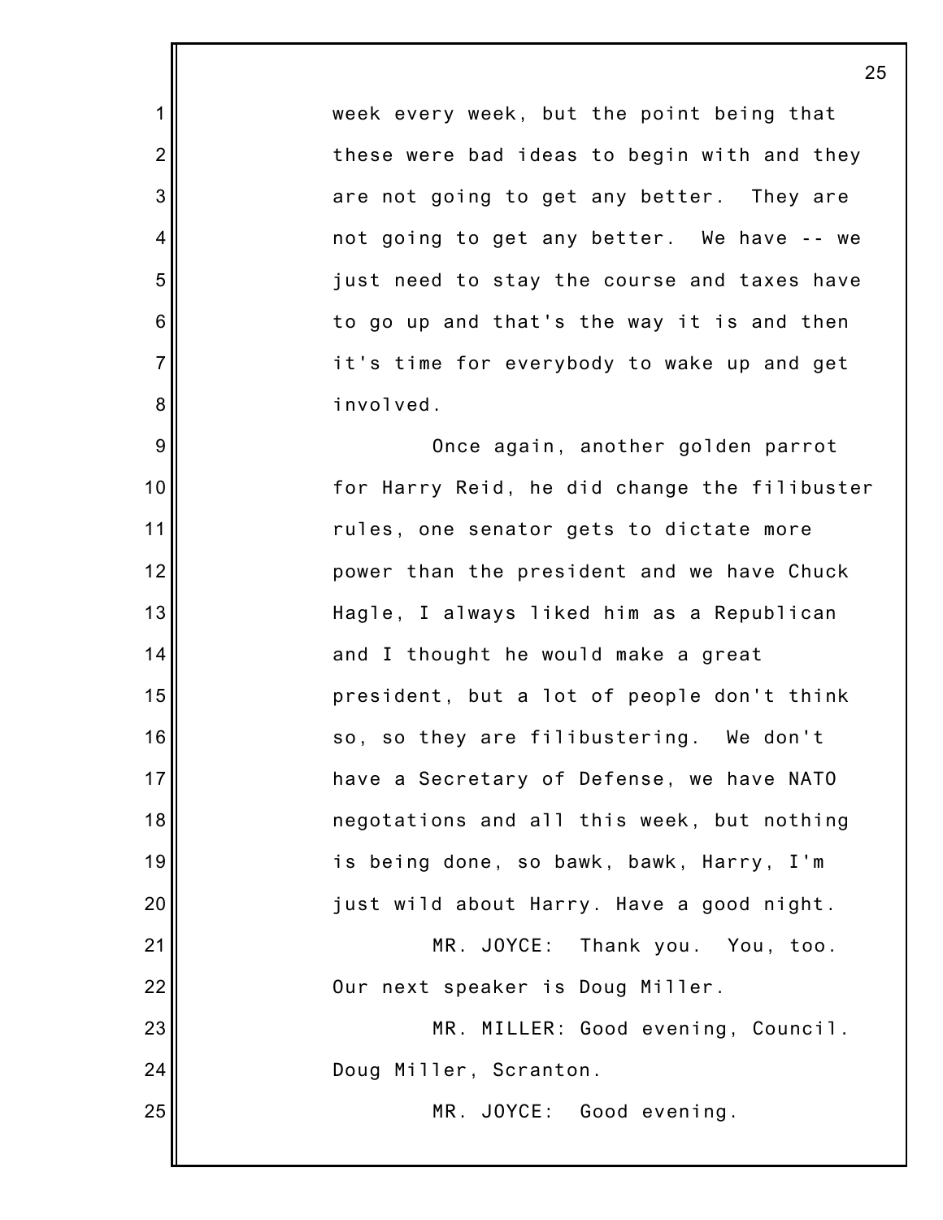week every week, but the point being that these were bad ideas to begin with and they are not going to get any better. They are not going to get any better. We have -- we just need to stay the course and taxes have to go up and that's the way it is and then it's time for everybody to wake up and get involved.

Once again, another golden parrot for Harry Reid, he did change the filibuster rules, one senator gets to dictate more power than the president and we have Chuck Hagle, I always liked him as a Republican and I thought he would make a great president, but a lot of people don't think so, so they are filibustering. We don't have a Secretary of Defense, we have NATO negotations and all this week, but nothing is being done, so bawk, bawk, Harry, I'm just wild about Harry. Have a good night.

MR. JOYCE: Thank you. You, too. Our next speaker is Doug Miller.

MR. MILLER: Good evening, Council. Doug Miller, Scranton.

MR. JOYCE: Good evening.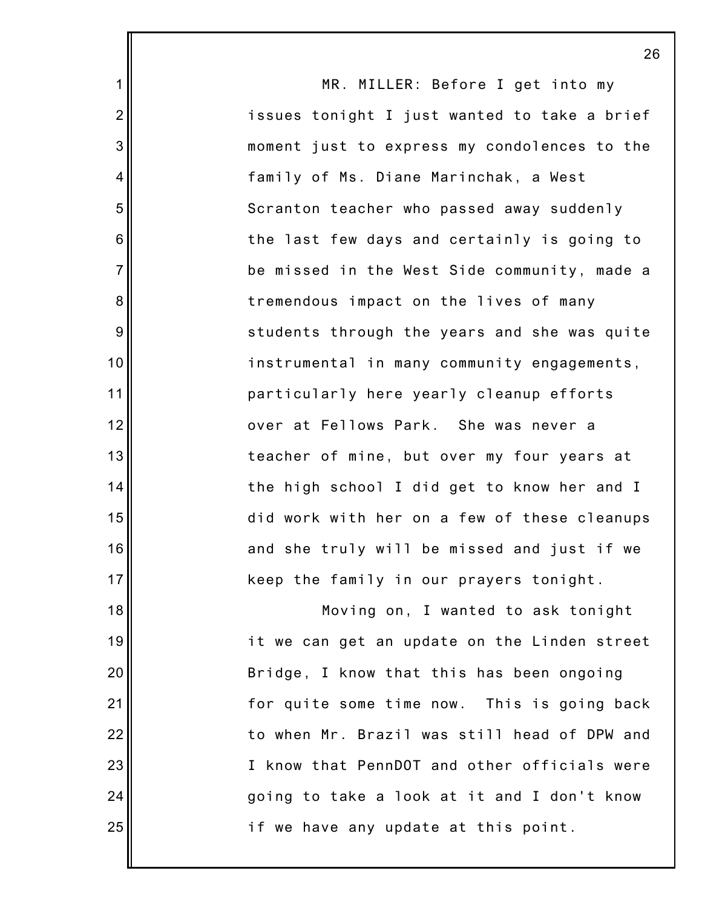MR. MILLER: Before I get into my issues tonight I just wanted to take a brief moment just to express my condolences to the family of Ms. Diane Marinchak, a West Scranton teacher who passed away suddenly the last few days and certainly is going to be missed in the West Side community, made a tremendous impact on the lives of many students through the years and she was quite instrumental in many community engagements, particularly here yearly cleanup efforts over at Fellows Park. She was never a teacher of mine, but over my four years at the high school I did get to know her and I did work with her on a few of these cleanups and she truly will be missed and just if we keep the family in our prayers tonight.

Moving on, I wanted to ask tonight it we can get an update on the Linden street Bridge, I know that this has been ongoing for quite some time now. This is going back to when Mr. Brazil was still head of DPW and I know that PennDOT and other officials were going to take a look at it and I don't know if we have any update at this point.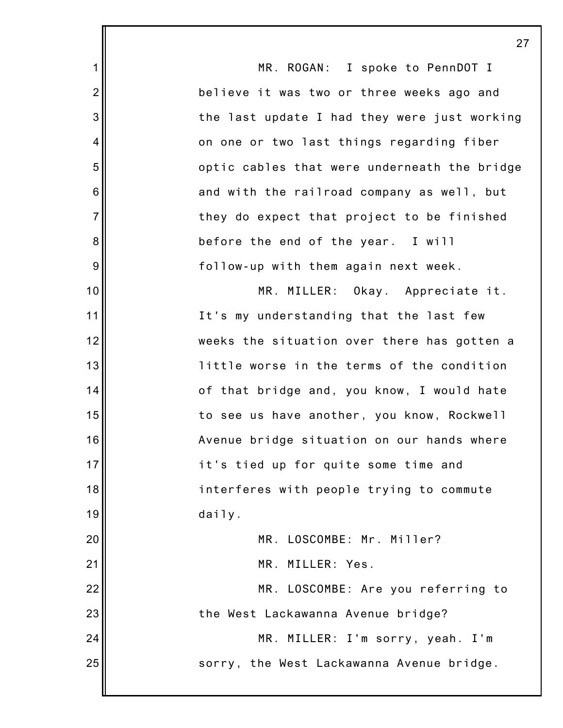MR. ROGAN: I spoke to PennDOT I believe it was two or three weeks ago and the last update I had they were just working on one or two last things regarding fiber optic cables that were underneath the bridge and with the railroad company as well, but they do expect that project to be finished before the end of the year. I will follow-up with them again next week.

MR. MILLER: Okay. Appreciate it. It's my understanding that the last few weeks the situation over there has gotten a little worse in the terms of the condition of that bridge and, you know, I would hate to see us have another, you know, Rockwell Avenue bridge situation on our hands where it's tied up for quite some time and interferes with people trying to commute daily.

MR. LOSCOMBE: Mr. Miller?

MR. MILLER: Yes.

MR. LOSCOMBE: Are you referring to the West Lackawanna Avenue bridge?

MR. MILLER: I'm sorry, yeah. I'm sorry, the West Lackawanna Avenue bridge.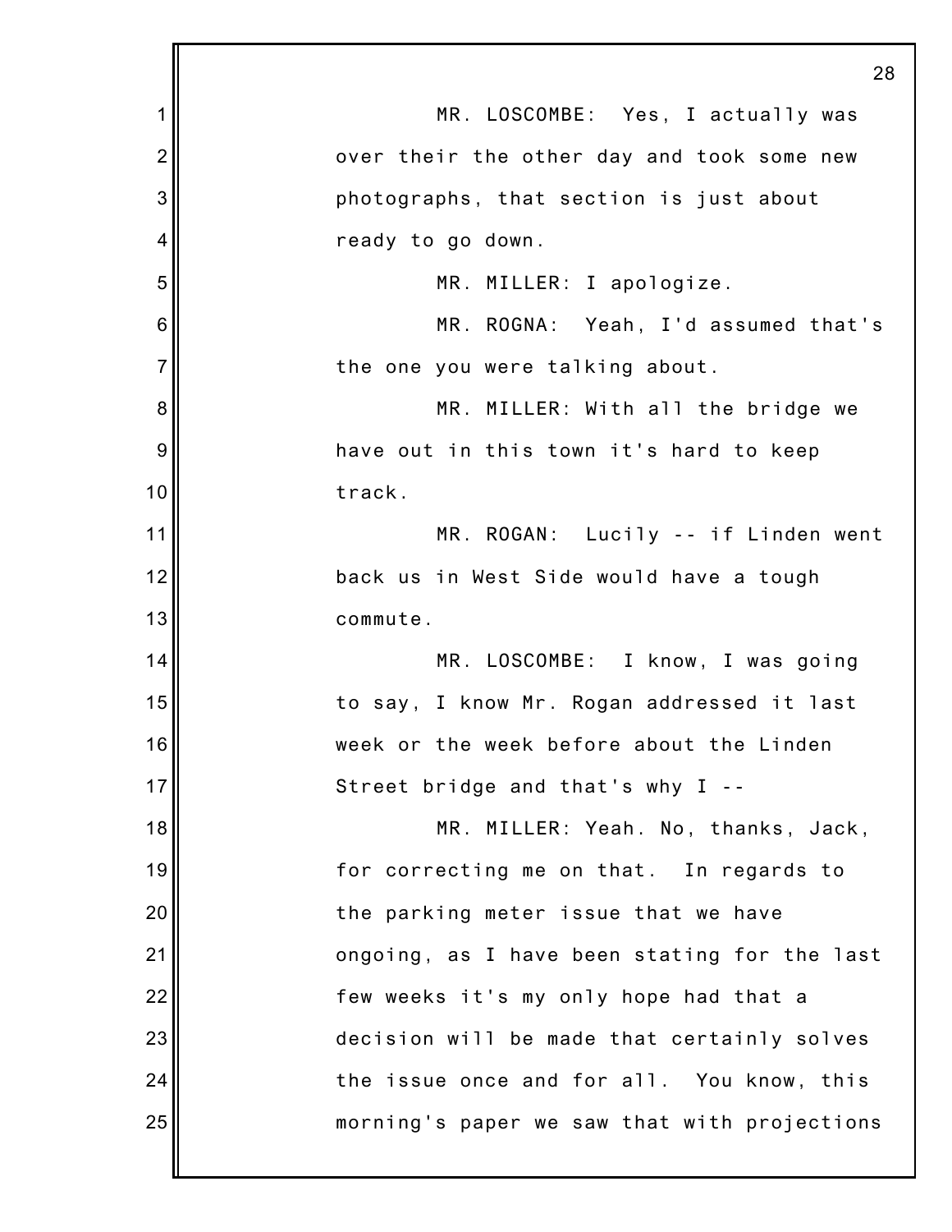MR. LOSCOMBE: Yes, I actually was over their the other day and took some new photographs, that section is just about ready to go down.

MR. MILLER: I apologize.

MR. ROGNA: Yeah, I'd assumed that's the one you were talking about.

MR. MILLER: With all the bridge we have out in this town it's hard to keep track.

MR. ROGAN: Lucily -- if Linden went back us in West Side would have a tough commute.

MR. LOSCOMBE: I know, I was going to say, I know Mr. Rogan addressed it last week or the week before about the Linden Street bridge and that's why I --

MR. MILLER: Yeah. No, thanks, Jack, for correcting me on that. In regards to the parking meter issue that we have ongoing, as I have been stating for the last few weeks it's my only hope had that a decision will be made that certainly solves the issue once and for all. You know, this morning's paper we saw that with projections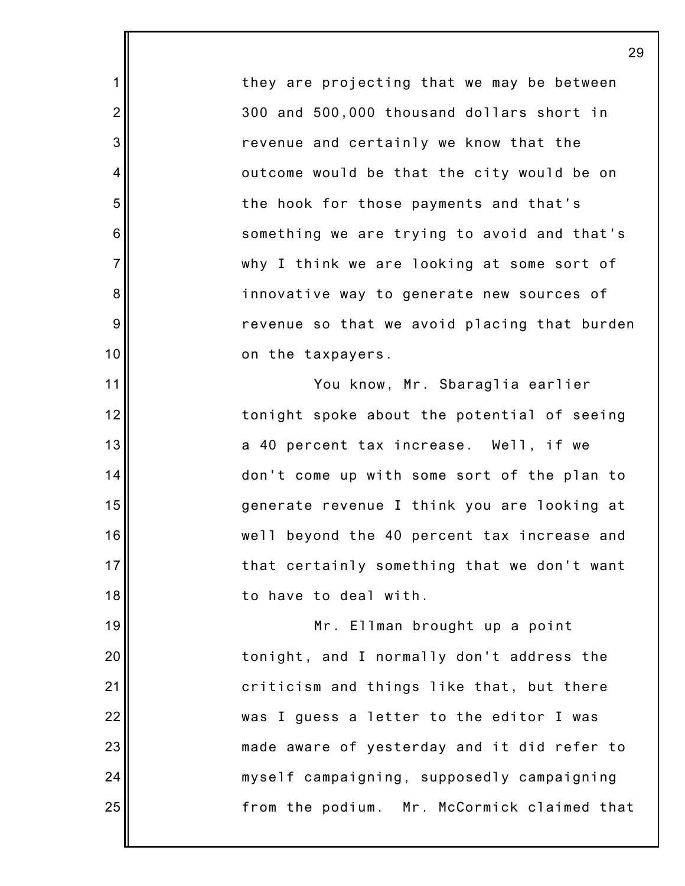they are projecting that we may be between 300 and 500,000 thousand dollars short in revenue and certainly we know that the outcome would be that the city would be on the hook for those payments and that's something we are trying to avoid and that's why I think we are looking at some sort of innovative way to generate new sources of revenue so that we avoid placing that burden on the taxpayers.

You know, Mr. Sbaraglia earlier tonight spoke about the potential of seeing a 40 percent tax increase. Well, if we don't come up with some sort of the plan to generate revenue I think you are looking at well beyond the 40 percent tax increase and that certainly something that we don't want to have to deal with.

Mr. Ellman brought up a point tonight, and I normally don't address the criticism and things like that, but there was I guess a letter to the editor I was made aware of yesterday and it did refer to myself campaigning, supposedly campaigning from the podium. Mr. McCormick claimed that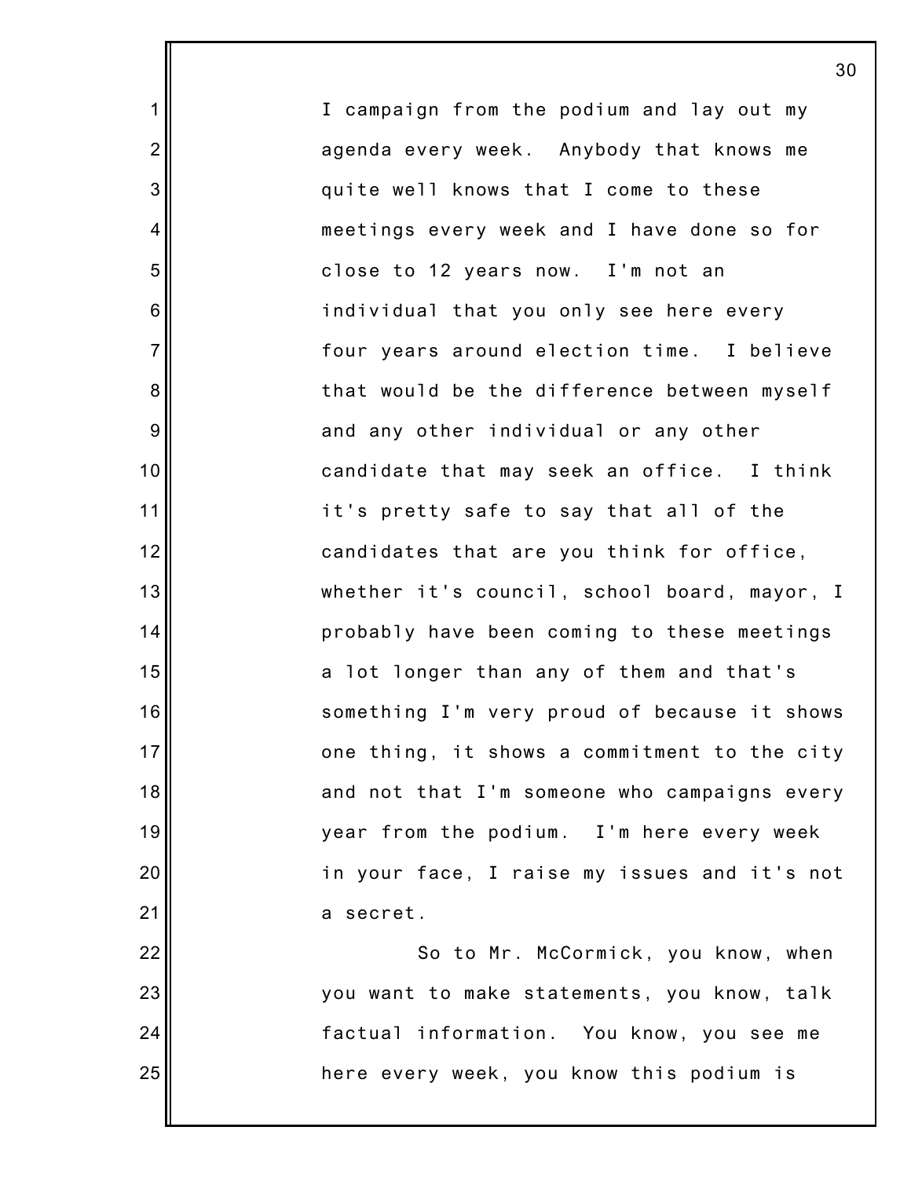I campaign from the podium and lay out my agenda every week. Anybody that knows me quite well knows that I come to these meetings every week and I have done so for close to 12 years now. I'm not an individual that you only see here every four years around election time. I believe that would be the difference between myself and any other individual or any other candidate that may seek an office. I think it's pretty safe to say that all of the candidates that are you think for office, whether it's council, school board, mayor, I probably have been coming to these meetings a lot longer than any of them and that's something I'm very proud of because it shows one thing, it shows a commitment to the city and not that I'm someone who campaigns every year from the podium. I'm here every week in your face, I raise my issues and it's not a secret.

So to Mr. McCormick, you know, when you want to make statements, you know, talk factual information. You know, you see me here every week, you know this podium is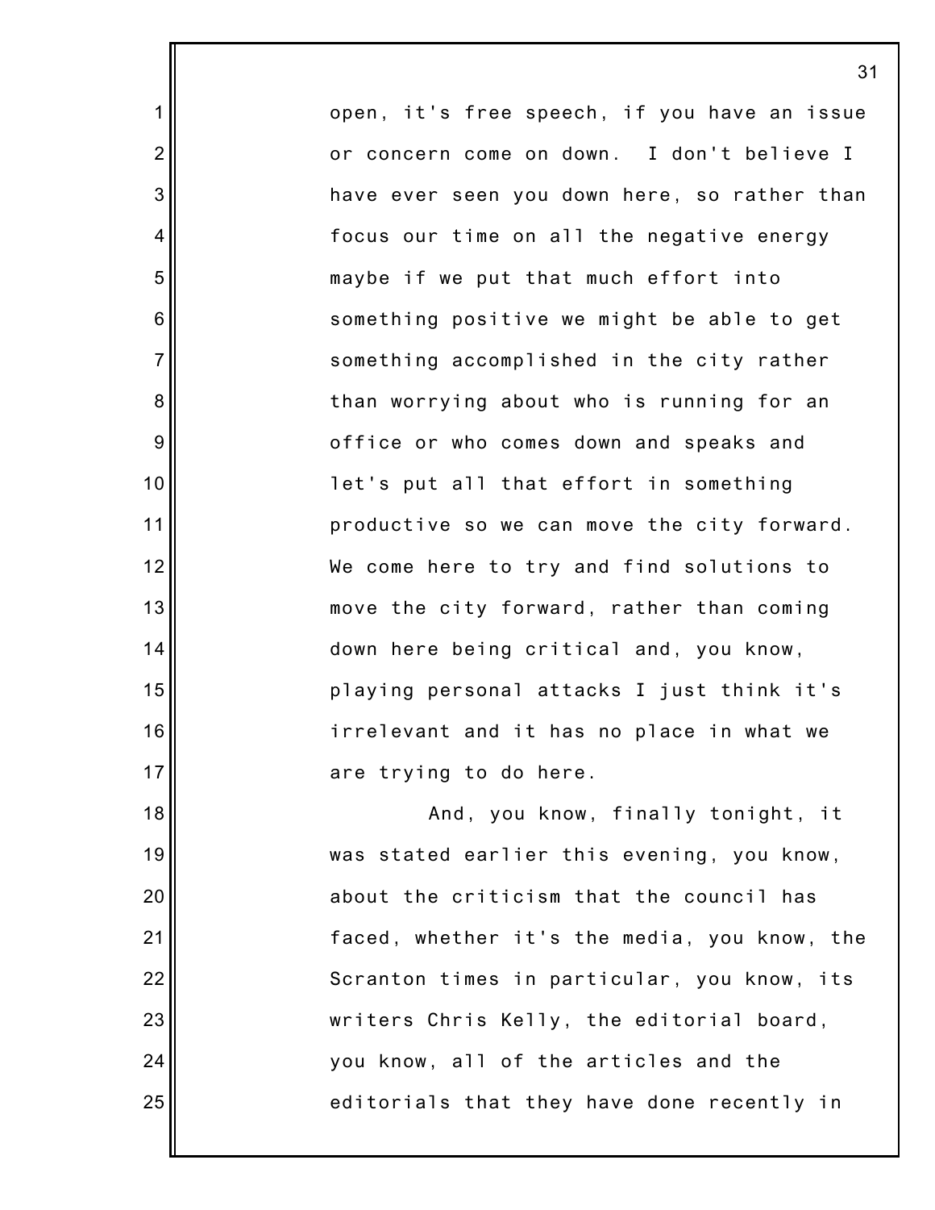open, it's free speech, if you have an issue or concern come on down. I don't believe I have ever seen you down here, so rather than focus our time on all the negative energy maybe if we put that much effort into something positive we might be able to get something accomplished in the city rather than worrying about who is running for an office or who comes down and speaks and let's put all that effort in something productive so we can move the city forward. We come here to try and find solutions to move the city forward, rather than coming down here being critical and, you know, playing personal attacks I just think it's irrelevant and it has no place in what we are trying to do here.

And, you know, finally tonight, it was stated earlier this evening, you know, about the criticism that the council has faced, whether it's the media, you know, the Scranton times in particular, you know, its writers Chris Kelly, the editorial board, you know, all of the articles and the editorials that they have done recently in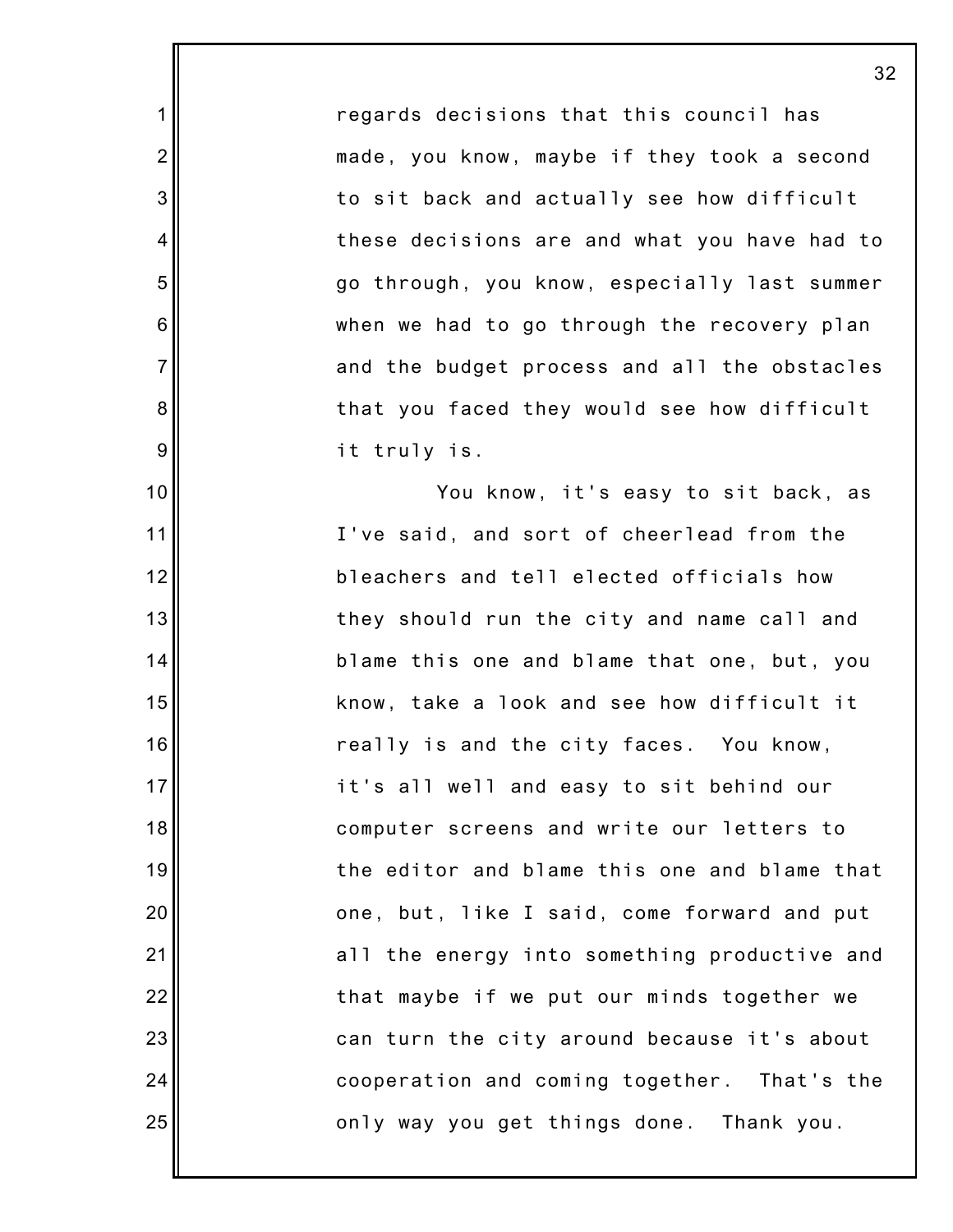regards decisions that this council has made, you know, maybe if they took a second to sit back and actually see how difficult these decisions are and what you have had to go through, you know, especially last summer when we had to go through the recovery plan and the budget process and all the obstacles that you faced they would see how difficult it truly is.

You know, it's easy to sit back, as I've said, and sort of cheerlead from the bleachers and tell elected officials how they should run the city and name call and blame this one and blame that one, but, you know, take a look and see how difficult it really is and the city faces. You know, it's all well and easy to sit behind our computer screens and write our letters to the editor and blame this one and blame that one, but, like I said, come forward and put all the energy into something productive and that maybe if we put our minds together we can turn the city around because it's about cooperation and coming together. That's the only way you get things done. Thank you.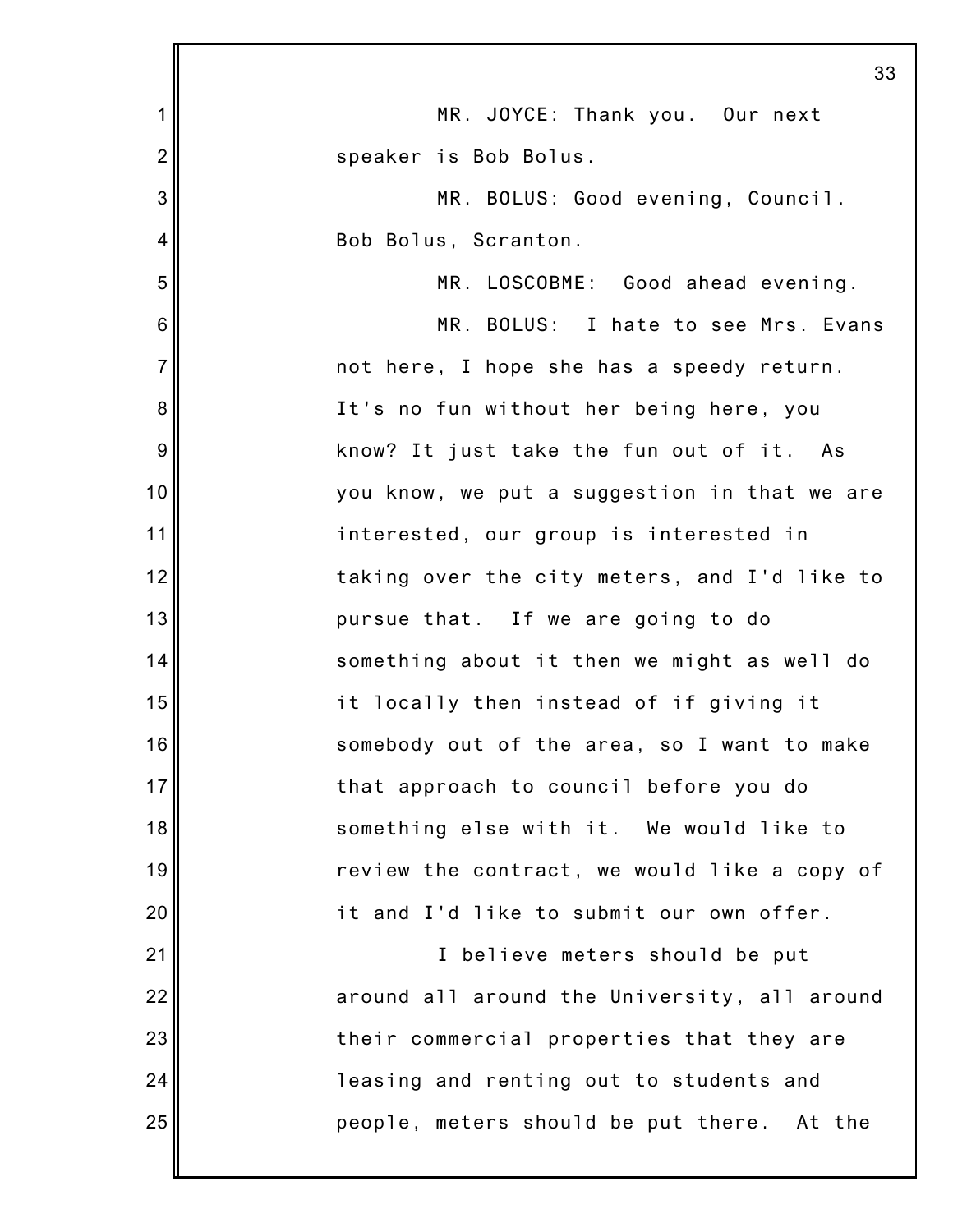MR. JOYCE: Thank you. Our next speaker is Bob Bolus.

MR. BOLUS: Good evening, Council. Bob Bolus, Scranton.

MR. LOSCOBME: Good ahead evening.

MR. BOLUS: I hate to see Mrs. Evans not here, I hope she has a speedy return. It's no fun without her being here, you know? It just take the fun out of it. As you know, we put a suggestion in that we are interested, our group is interested in taking over the city meters, and I'd like to pursue that. If we are going to do something about it then we might as well do it locally then instead of if giving it somebody out of the area, so I want to make that approach to council before you do something else with it. We would like to review the contract, we would like a copy of it and I'd like to submit our own offer.

I believe meters should be put around all around the University, all around their commercial properties that they are leasing and renting out to students and people, meters should be put there. At the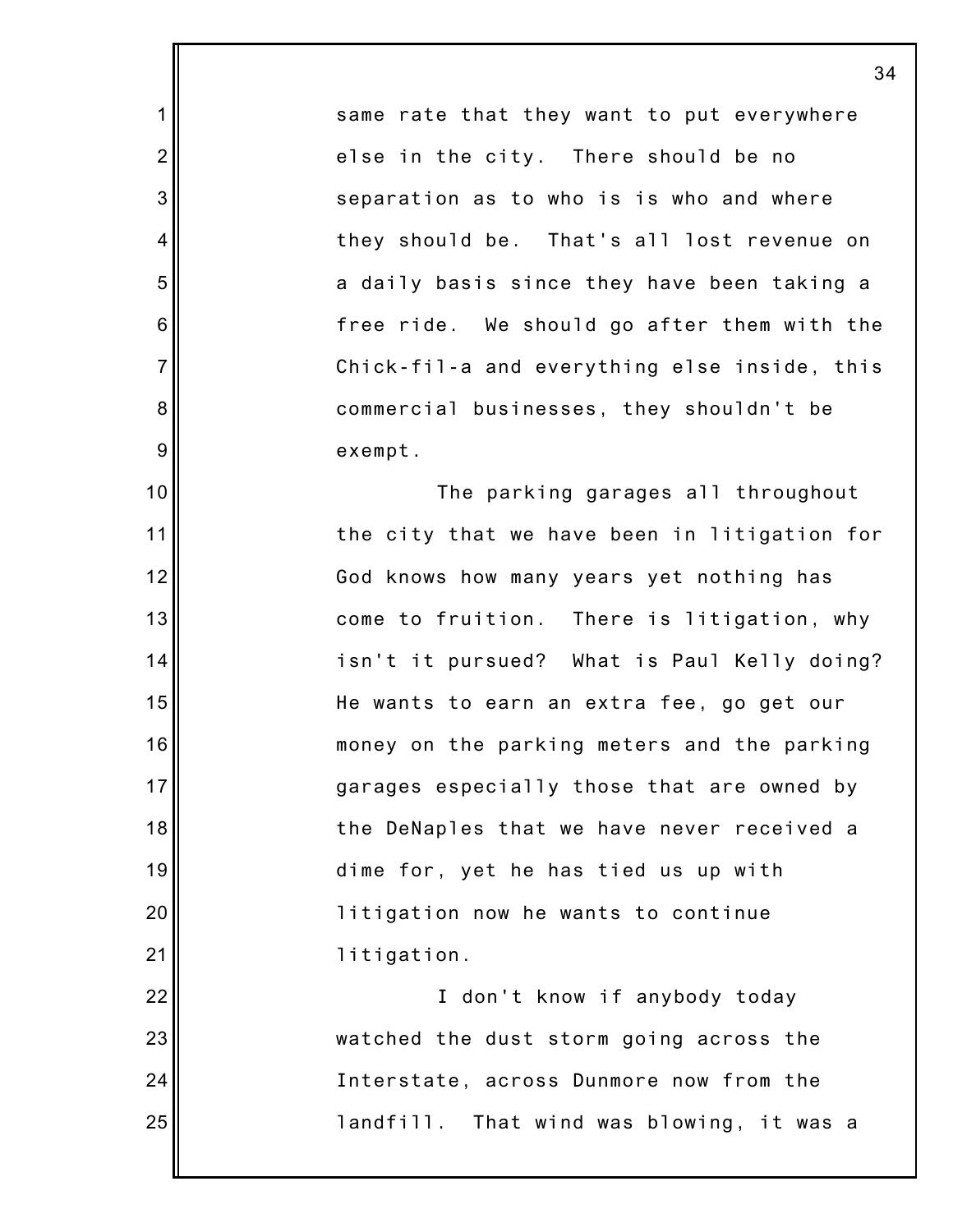same rate that they want to put everywhere else in the city. There should be no separation as to who is is who and where they should be. That's all lost revenue on a daily basis since they have been taking a free ride. We should go after them with the Chick-fil-a and everything else inside, this commercial businesses, they shouldn't be exempt.

The parking garages all throughout the city that we have been in litigation for God knows how many years yet nothing has come to fruition. There is litigation, why isn't it pursued? What is Paul Kelly doing? He wants to earn an extra fee, go get our money on the parking meters and the parking garages especially those that are owned by the DeNaples that we have never received a dime for, yet he has tied us up with litigation now he wants to continue litigation.

I don't know if anybody today watched the dust storm going across the Interstate, across Dunmore now from the landfill. That wind was blowing, it was a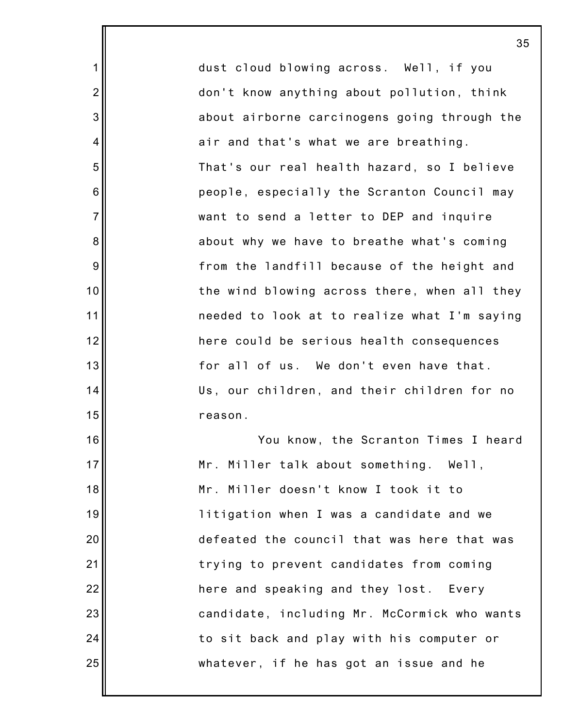dust cloud blowing across. Well, if you don't know anything about pollution, think about airborne carcinogens going through the air and that's what we are breathing. That's our real health hazard, so I believe people, especially the Scranton Council may want to send a letter to DEP and inquire about why we have to breathe what's coming from the landfill because of the height and the wind blowing across there, when all they needed to look at to realize what I'm saying here could be serious health consequences for all of us. We don't even have that. Us, our children, and their children for no reason.

You know, the Scranton Times I heard Mr. Miller talk about something. Well, Mr. Miller doesn't know I took it to litigation when I was a candidate and we defeated the council that was here that was trying to prevent candidates from coming here and speaking and they lost. Every candidate, including Mr. McCormick who wants to sit back and play with his computer or whatever, if he has got an issue and he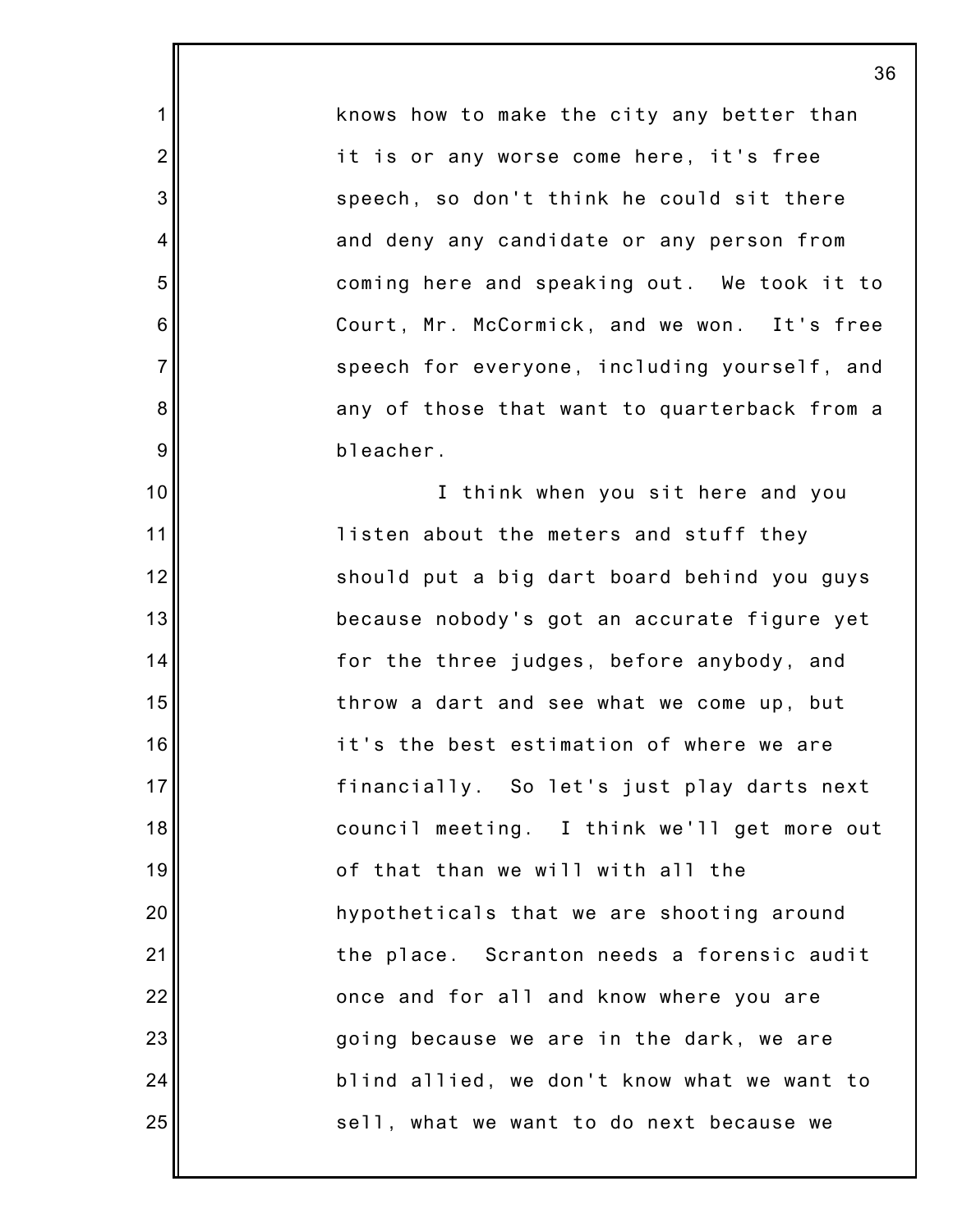knows how to make the city any better than it is or any worse come here, it's free speech, so don't think he could sit there and deny any candidate or any person from coming here and speaking out. We took it to Court, Mr. McCormick, and we won. It's free speech for everyone, including yourself, and any of those that want to quarterback from a bleacher.

I think when you sit here and you listen about the meters and stuff they should put a big dart board behind you guys because nobody's got an accurate figure yet for the three judges, before anybody, and throw a dart and see what we come up, but it's the best estimation of where we are financially. So let's just play darts next council meeting. I think we'll get more out of that than we will with all the hypotheticals that we are shooting around the place. Scranton needs a forensic audit once and for all and know where you are going because we are in the dark, we are blind allied, we don't know what we want to sell, what we want to do next because we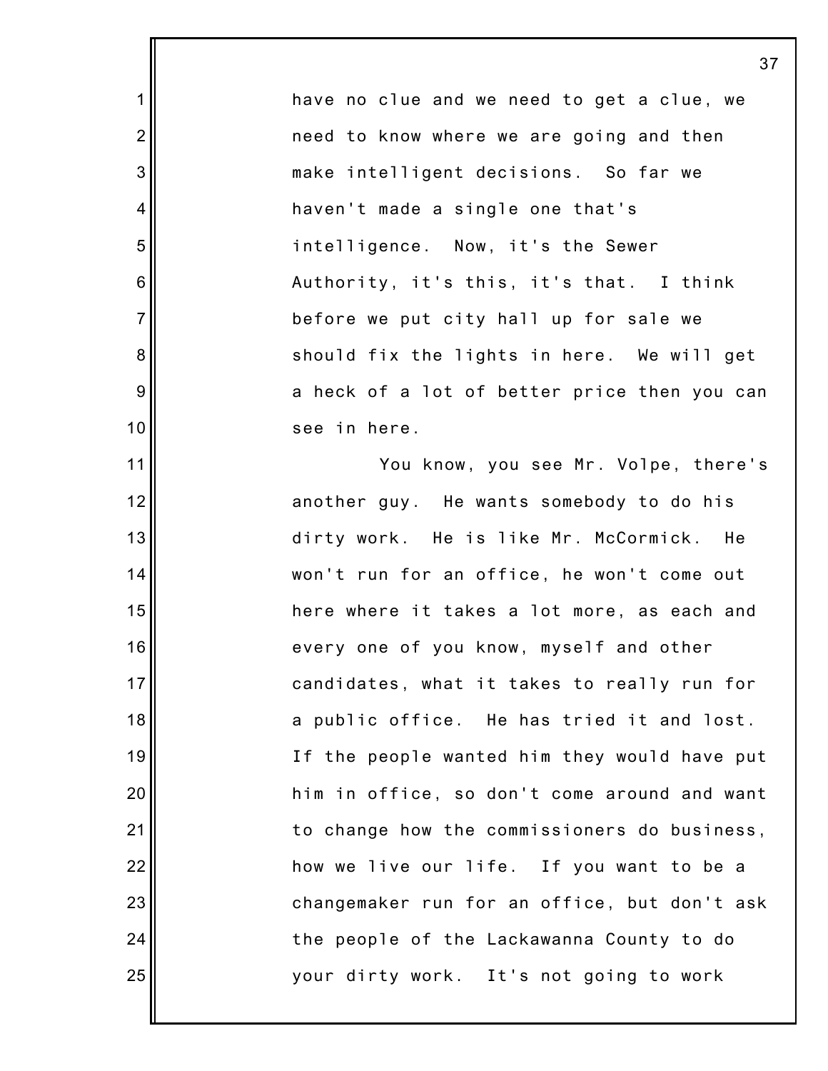have no clue and we need to get a clue, we need to know where we are going and then make intelligent decisions. So far we haven't made a single one that's intelligence. Now, it's the Sewer Authority, it's this, it's that. I think before we put city hall up for sale we should fix the lights in here. We will get a heck of a lot of better price then you can see in here.

You know, you see Mr. Volpe, there's another guy. He wants somebody to do his dirty work. He is like Mr. McCormick. He won't run for an office, he won't come out here where it takes a lot more, as each and every one of you know, myself and other candidates, what it takes to really run for a public office. He has tried it and lost. If the people wanted him they would have put him in office, so don't come around and want to change how the commissioners do business, how we live our life. If you want to be a changemaker run for an office, but don't ask the people of the Lackawanna County to do your dirty work. It's not going to work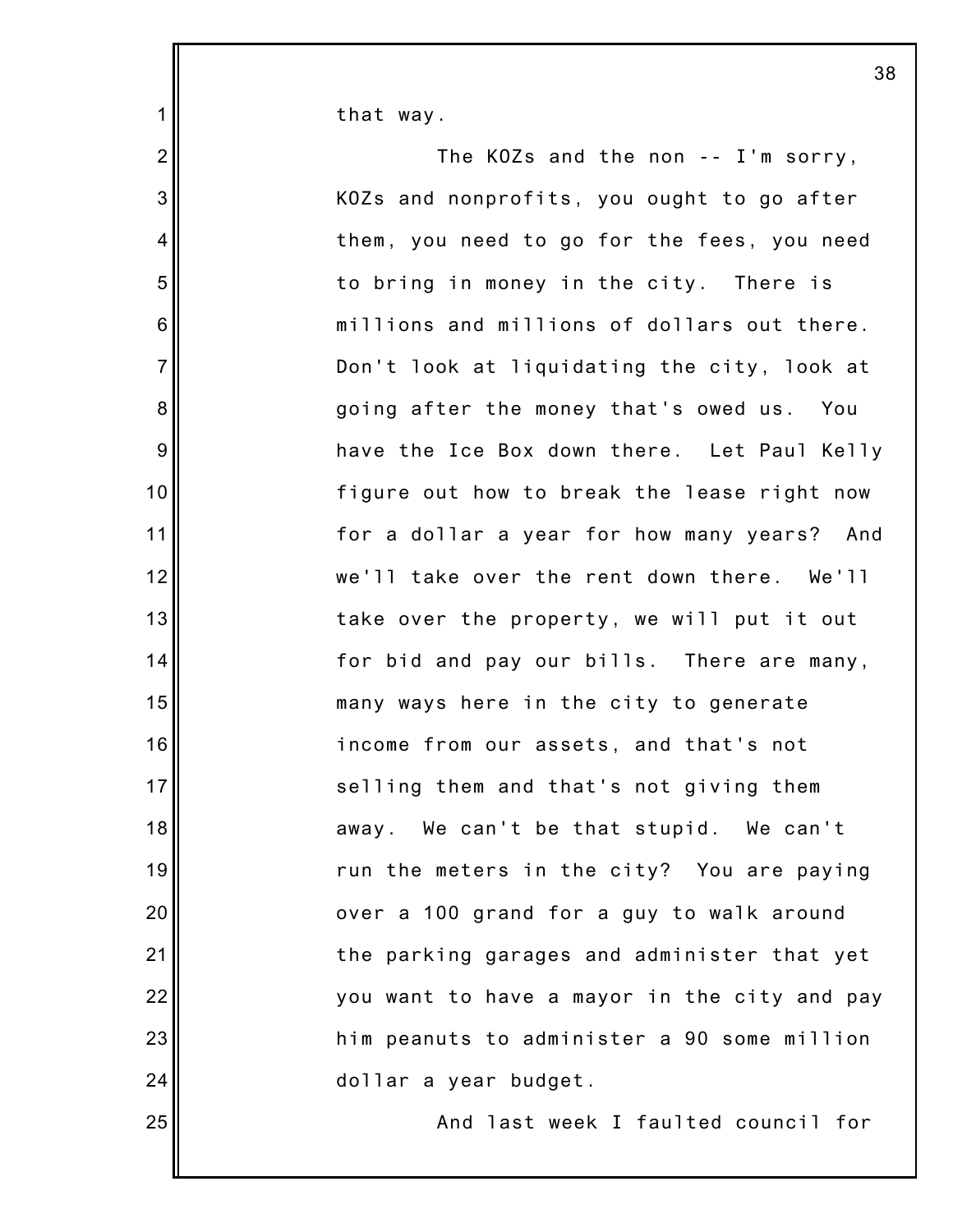that way.

The KOZs and the non -- I'm sorry, KOZs and nonprofits, you ought to go after them, you need to go for the fees, you need to bring in money in the city. There is millions and millions of dollars out there. Don't look at liquidating the city, look at going after the money that's owed us. You have the Ice Box down there. Let Paul Kelly figure out how to break the lease right now for a dollar a year for how many years? And we'll take over the rent down there. We'll take over the property, we will put it out for bid and pay our bills. There are many, many ways here in the city to generate income from our assets, and that's not selling them and that's not giving them away. We can't be that stupid. We can't run the meters in the city? You are paying over a 100 grand for a guy to walk around the parking garages and administer that yet you want to have a mayor in the city and pay him peanuts to administer a 90 some million dollar a year budget.

And last week I faulted council for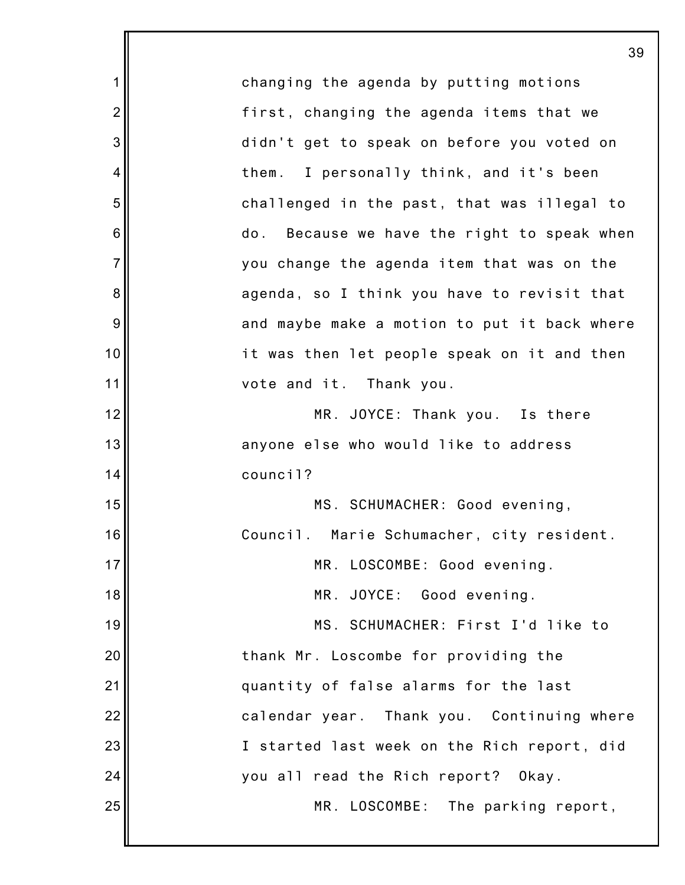changing the agenda by putting motions first, changing the agenda items that we didn't get to speak on before you voted on them. I personally think, and it's been challenged in the past, that was illegal to do. Because we have the right to speak when you change the agenda item that was on the agenda, so I think you have to revisit that and maybe make a motion to put it back where it was then let people speak on it and then vote and it. Thank you.

MR. JOYCE: Thank you. Is there anyone else who would like to address council?

MS. SCHUMACHER: Good evening, Council. Marie Schumacher, city resident.

MR. LOSCOMBE: Good evening.

MR. JOYCE: Good evening.

MS. SCHUMACHER: First I'd like to thank Mr. Loscombe for providing the quantity of false alarms for the last calendar year. Thank you. Continuing where I started last week on the Rich report, did you all read the Rich report? Okay.

MR. LOSCOMBE: The parking report,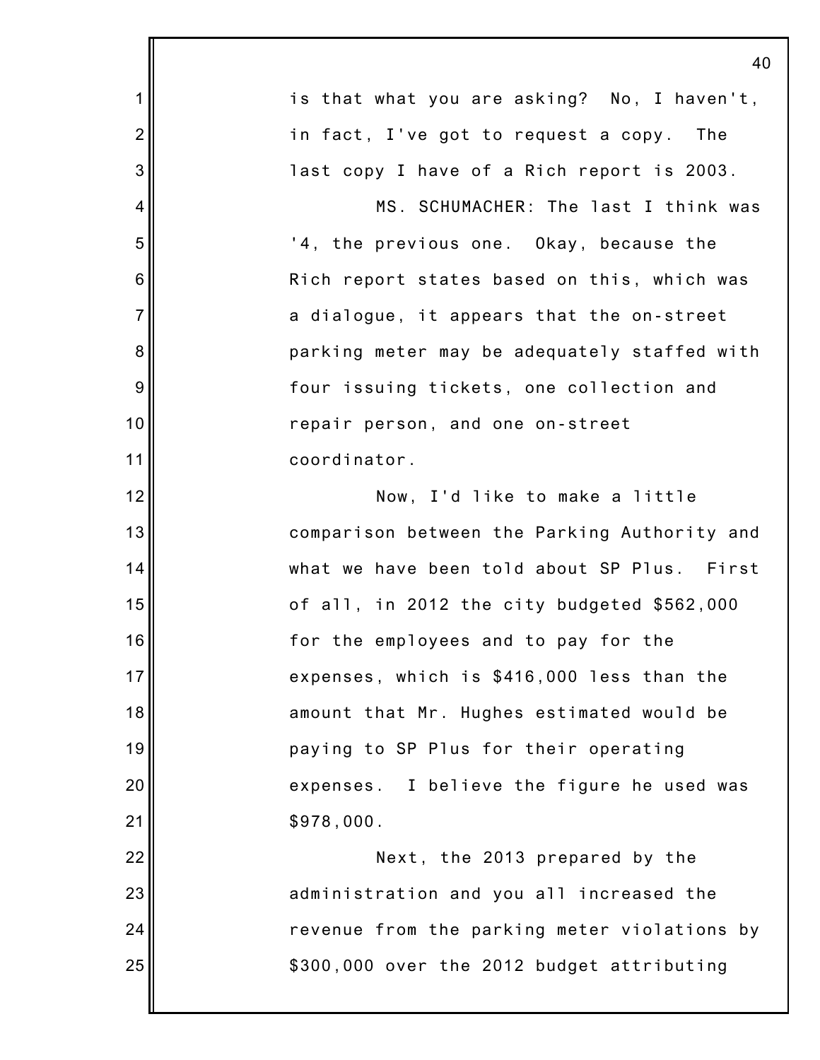is that what you are asking? No, I haven't, in fact, I've got to request a copy. The last copy I have of a Rich report is 2003.

MS. SCHUMACHER: The last I think was '4, the previous one. Okay, because the Rich report states based on this, which was a dialogue, it appears that the on-street parking meter may be adequately staffed with four issuing tickets, one collection and repair person, and one on-street coordinator.

Now, I'd like to make a little comparison between the Parking Authority and what we have been told about SP Plus. First of all, in 2012 the city budgeted $562,000 for the employees and to pay for the expenses, which is $416,000 less than the amount that Mr. Hughes estimated would be paying to SP Plus for their operating expenses. I believe the figure he used was $978,000.

Next, the 2013 prepared by the administration and you all increased the revenue from the parking meter violations by $300,000 over the 2012 budget attributing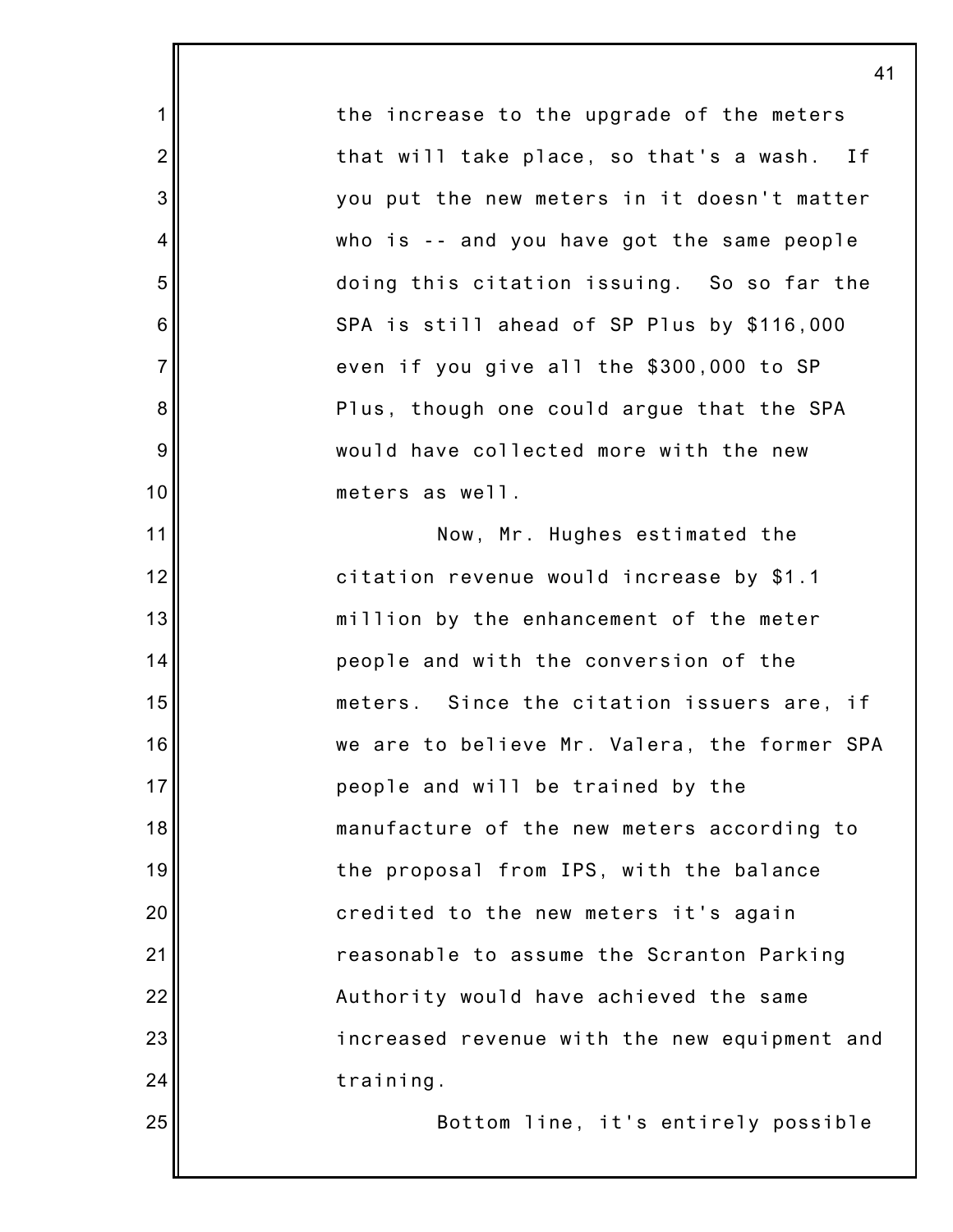the increase to the upgrade of the meters that will take place, so that's a wash. If you put the new meters in it doesn't matter who is -- and you have got the same people doing this citation issuing. So so far the SPA is still ahead of SP Plus by $116,000 even if you give all the $300,000 to SP Plus, though one could argue that the SPA would have collected more with the new meters as well.

Now, Mr. Hughes estimated the citation revenue would increase by $1.1 million by the enhancement of the meter people and with the conversion of the meters. Since the citation issuers are, if we are to believe Mr. Valera, the former SPA people and will be trained by the manufacture of the new meters according to the proposal from IPS, with the balance credited to the new meters it's again reasonable to assume the Scranton Parking Authority would have achieved the same increased revenue with the new equipment and training.

Bottom line, it's entirely possible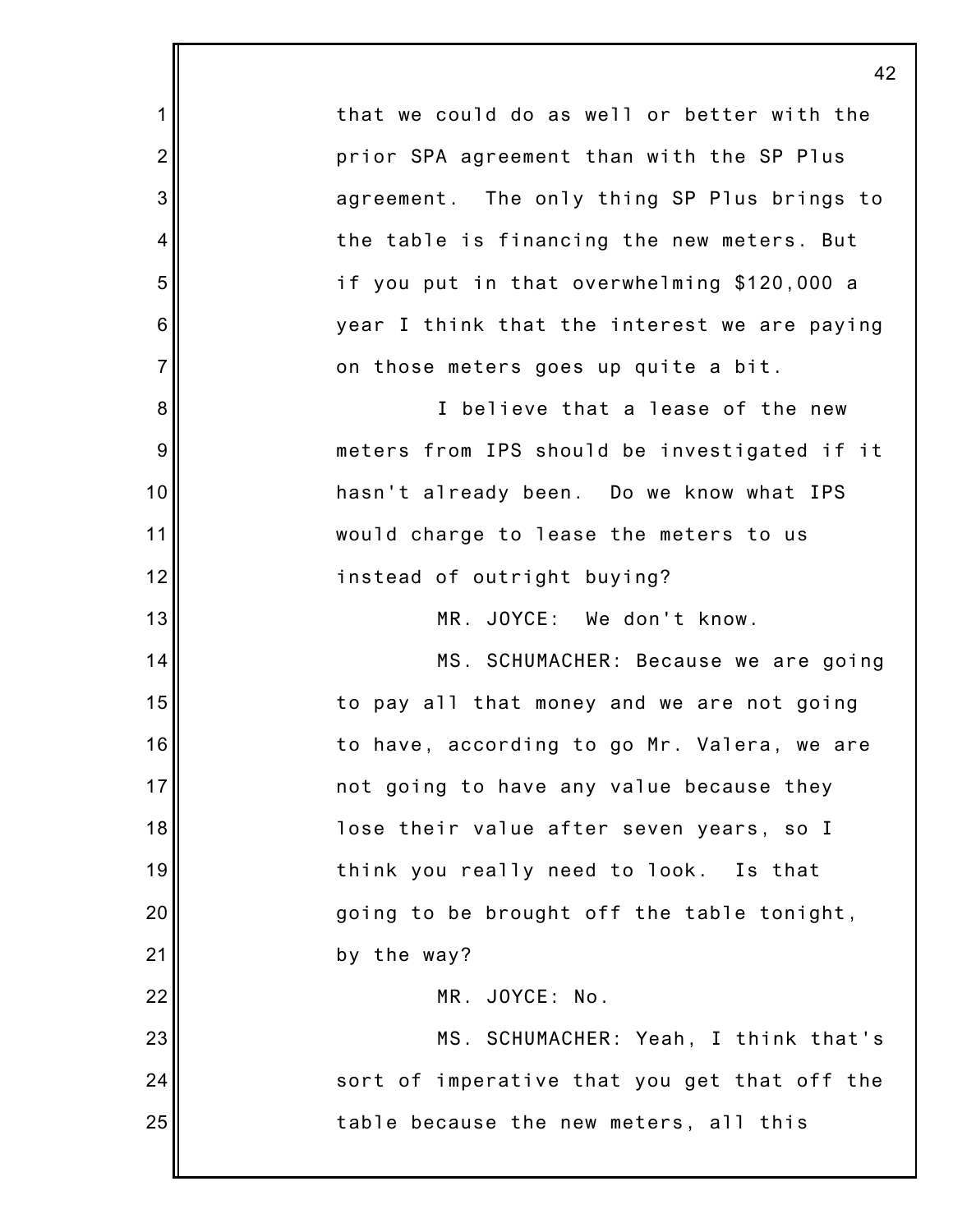that we could do as well or better with the prior SPA agreement than with the SP Plus agreement. The only thing SP Plus brings to the table is financing the new meters. But if you put in that overwhelming $120,000 a year I think that the interest we are paying on those meters goes up quite a bit.

I believe that a lease of the new meters from IPS should be investigated if it hasn't already been. Do we know what IPS would charge to lease the meters to us instead of outright buying?

MR. JOYCE: We don't know.

MS. SCHUMACHER: Because we are going to pay all that money and we are not going to have, according to go Mr. Valera, we are not going to have any value because they lose their value after seven years, so I think you really need to look. Is that going to be brought off the table tonight, by the way?

MR. JOYCE: No.

MS. SCHUMACHER: Yeah, I think that's sort of imperative that you get that off the table because the new meters, all this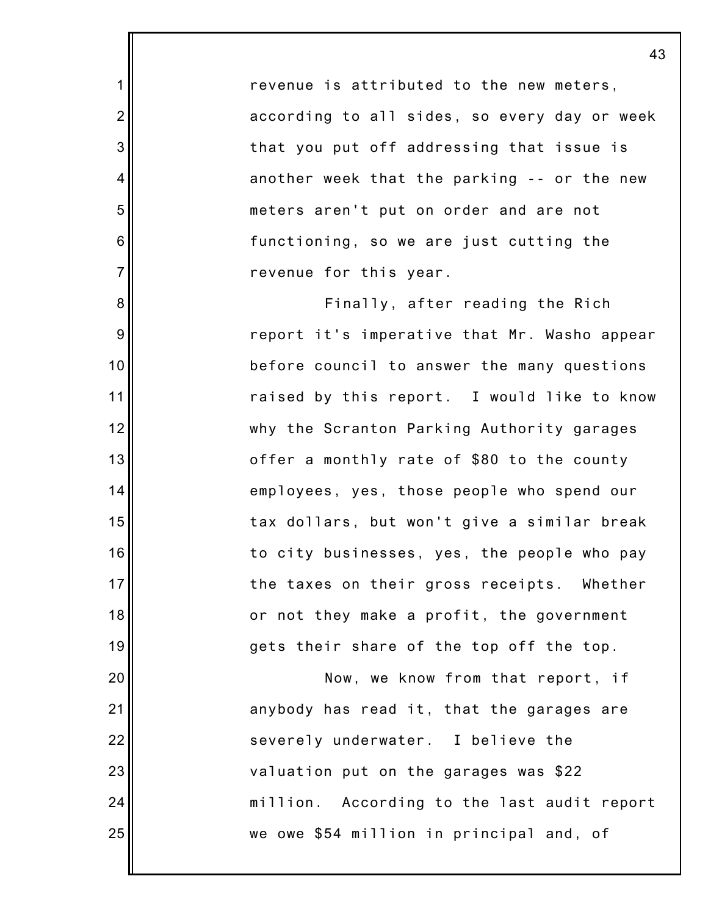revenue is attributed to the new meters, according to all sides, so every day or week that you put off addressing that issue is another week that the parking -- or the new meters aren't put on order and are not functioning, so we are just cutting the revenue for this year.

Finally, after reading the Rich report it's imperative that Mr. Washo appear before council to answer the many questions raised by this report. I would like to know why the Scranton Parking Authority garages offer a monthly rate of $80 to the county employees, yes, those people who spend our tax dollars, but won't give a similar break to city businesses, yes, the people who pay the taxes on their gross receipts. Whether or not they make a profit, the government gets their share of the top off the top.

Now, we know from that report, if anybody has read it, that the garages are severely underwater. I believe the valuation put on the garages was $22 million. According to the last audit report we owe $54 million in principal and, of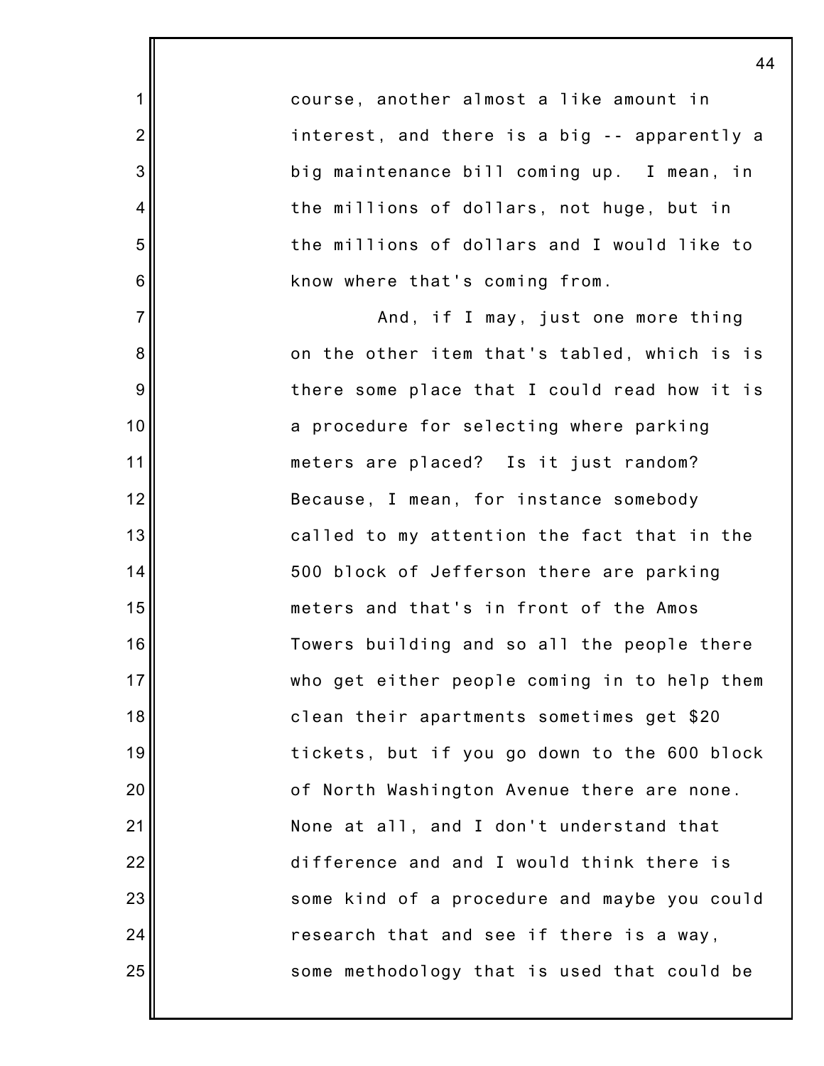course, another almost a like amount in interest, and there is a big -- apparently a big maintenance bill coming up. I mean, in the millions of dollars, not huge, but in the millions of dollars and I would like to know where that's coming from.

And, if I may, just one more thing on the other item that's tabled, which is is there some place that I could read how it is a procedure for selecting where parking meters are placed? Is it just random? Because, I mean, for instance somebody called to my attention the fact that in the 500 block of Jefferson there are parking meters and that's in front of the Amos Towers building and so all the people there who get either people coming in to help them clean their apartments sometimes get $20 tickets, but if you go down to the 600 block of North Washington Avenue there are none. None at all, and I don't understand that difference and and I would think there is some kind of a procedure and maybe you could research that and see if there is a way, some methodology that is used that could be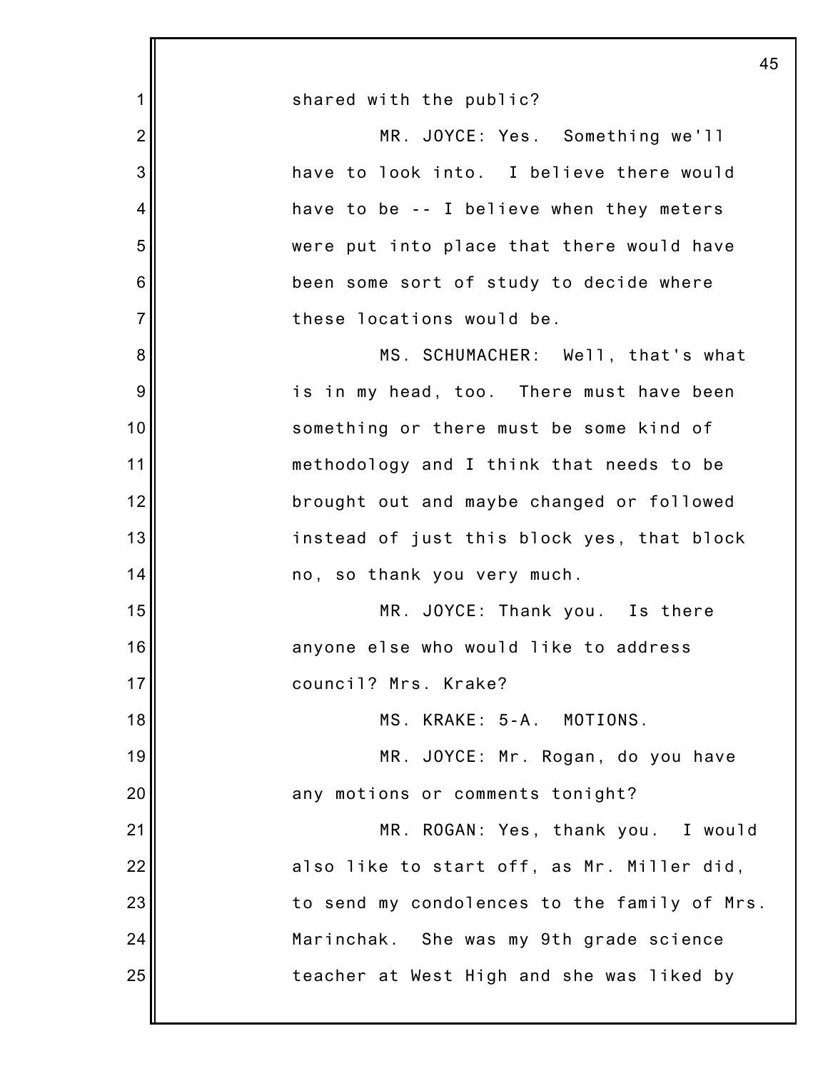shared with the public?

MR. JOYCE: Yes. Something we'll have to look into. I believe there would have to be -- I believe when they meters were put into place that there would have been some sort of study to decide where these locations would be.

MS. SCHUMACHER: Well, that's what is in my head, too. There must have been something or there must be some kind of methodology and I think that needs to be brought out and maybe changed or followed instead of just this block yes, that block no, so thank you very much.

MR. JOYCE: Thank you. Is there anyone else who would like to address council? Mrs. Krake?

MS. KRAKE: 5-A. MOTIONS.

MR. JOYCE: Mr. Rogan, do you have any motions or comments tonight?

MR. ROGAN: Yes, thank you. I would also like to start off, as Mr. Miller did, to send my condolences to the family of Mrs. Marinchak. She was my 9th grade science teacher at West High and she was liked by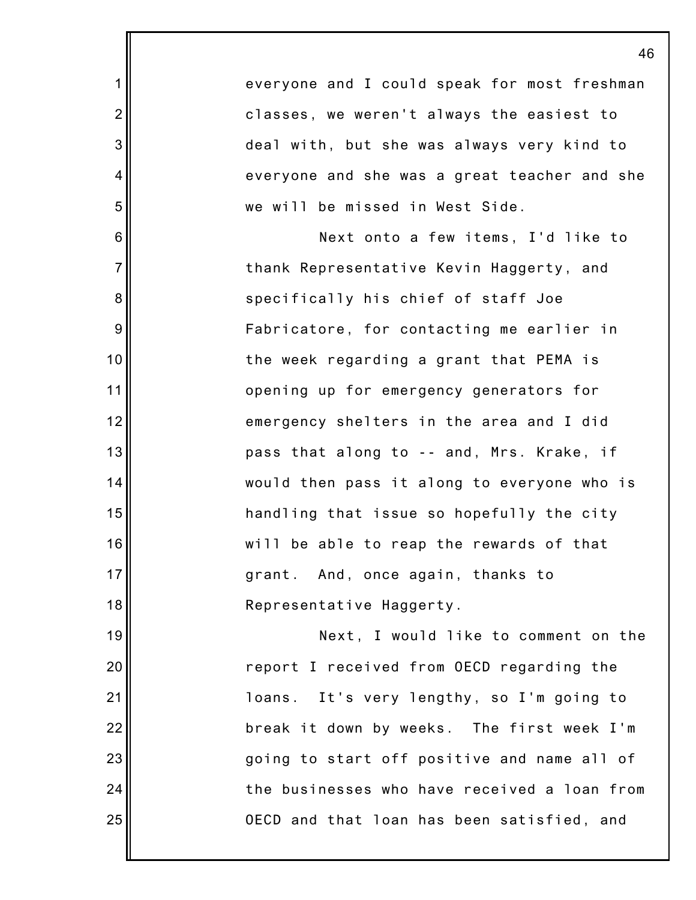everyone and I could speak for most freshman classes, we weren't always the easiest to deal with, but she was always very kind to everyone and she was a great teacher and she we will be missed in West Side.

Next onto a few items, I'd like to thank Representative Kevin Haggerty, and specifically his chief of staff Joe Fabricatore, for contacting me earlier in the week regarding a grant that PEMA is opening up for emergency generators for emergency shelters in the area and I did pass that along to -- and, Mrs. Krake, if would then pass it along to everyone who is handling that issue so hopefully the city will be able to reap the rewards of that grant. And, once again, thanks to Representative Haggerty.

Next, I would like to comment on the report I received from OECD regarding the loans. It's very lengthy, so I'm going to break it down by weeks. The first week I'm going to start off positive and name all of the businesses who have received a loan from OECD and that loan has been satisfied, and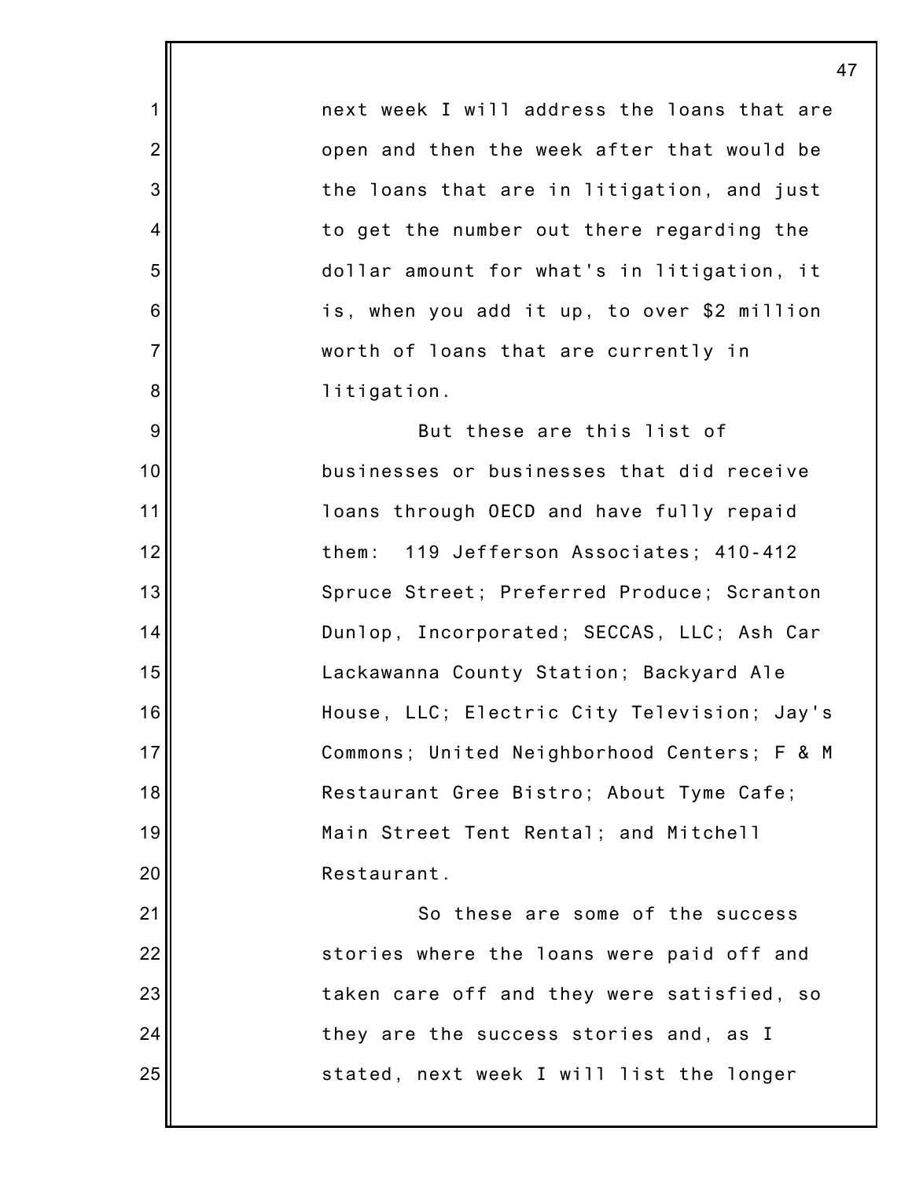next week I will address the loans that are open and then the week after that would be the loans that are in litigation, and just to get the number out there regarding the dollar amount for what's in litigation, it is, when you add it up, to over $2 million worth of loans that are currently in litigation.

But these are this list of businesses or businesses that did receive loans through OECD and have fully repaid them: 119 Jefferson Associates; 410-412 Spruce Street; Preferred Produce; Scranton Dunlop, Incorporated; SECCAS, LLC; Ash Car Lackawanna County Station; Backyard Ale House, LLC; Electric City Television; Jay's Commons; United Neighborhood Centers; F & M Restaurant Gree Bistro; About Tyme Cafe; Main Street Tent Rental; and Mitchell Restaurant.

So these are some of the success stories where the loans were paid off and taken care off and they were satisfied, so they are the success stories and, as I stated, next week I will list the longer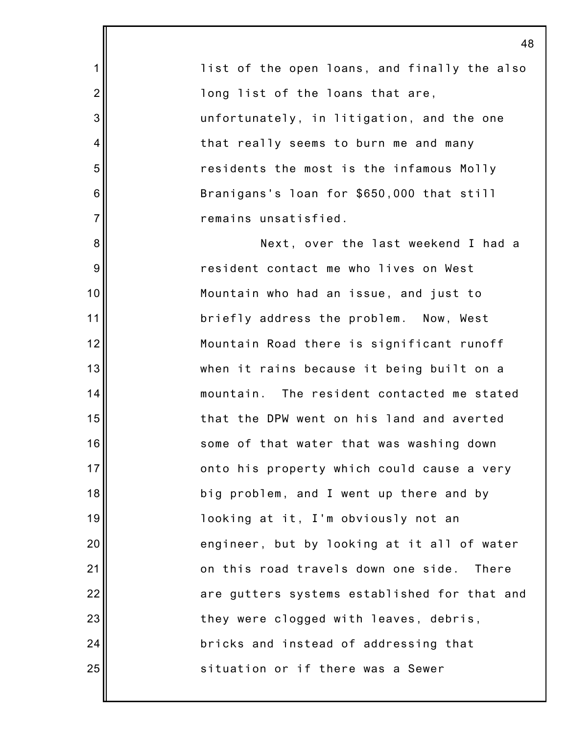list of the open loans, and finally the also long list of the loans that are, unfortunately, in litigation, and the one that really seems to burn me and many residents the most is the infamous Molly Branigans's loan for $650,000 that still remains unsatisfied.

Next, over the last weekend I had a resident contact me who lives on West Mountain who had an issue, and just to briefly address the problem. Now, West Mountain Road there is significant runoff when it rains because it being built on a mountain. The resident contacted me stated that the DPW went on his land and averted some of that water that was washing down onto his property which could cause a very big problem, and I went up there and by looking at it, I'm obviously not an engineer, but by looking at it all of water on this road travels down one side. There are gutters systems established for that and they were clogged with leaves, debris, bricks and instead of addressing that situation or if there was a Sewer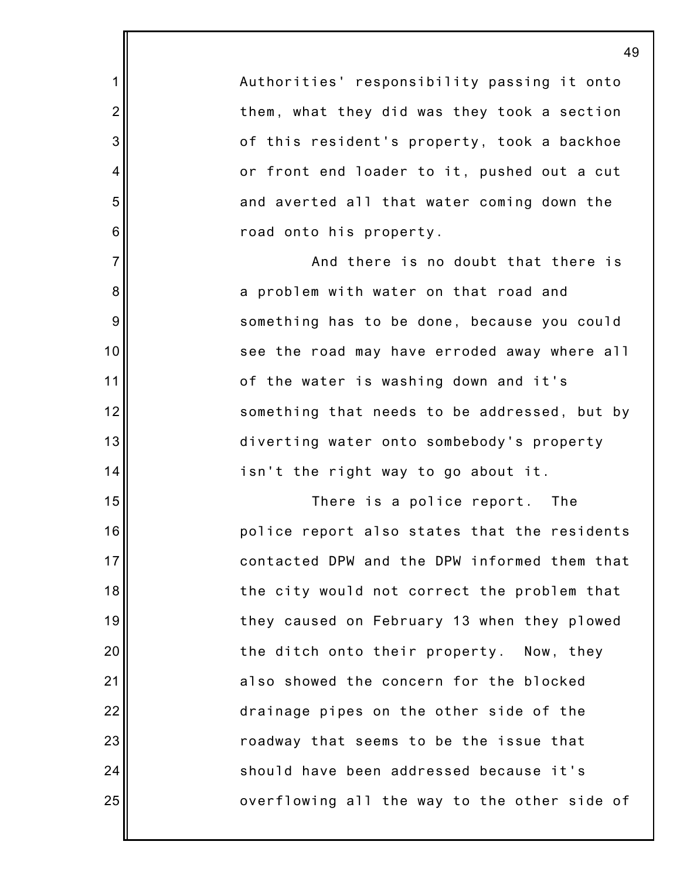Authorities' responsibility passing it onto them, what they did was they took a section of this resident's property, took a backhoe or front end loader to it, pushed out a cut and averted all that water coming down the road onto his property.

And there is no doubt that there is a problem with water on that road and something has to be done, because you could see the road may have erroded away where all of the water is washing down and it's something that needs to be addressed, but by diverting water onto sombebody's property isn't the right way to go about it.

There is a police report. The police report also states that the residents contacted DPW and the DPW informed them that the city would not correct the problem that they caused on February 13 when they plowed the ditch onto their property. Now, they also showed the concern for the blocked drainage pipes on the other side of the roadway that seems to be the issue that should have been addressed because it's overflowing all the way to the other side of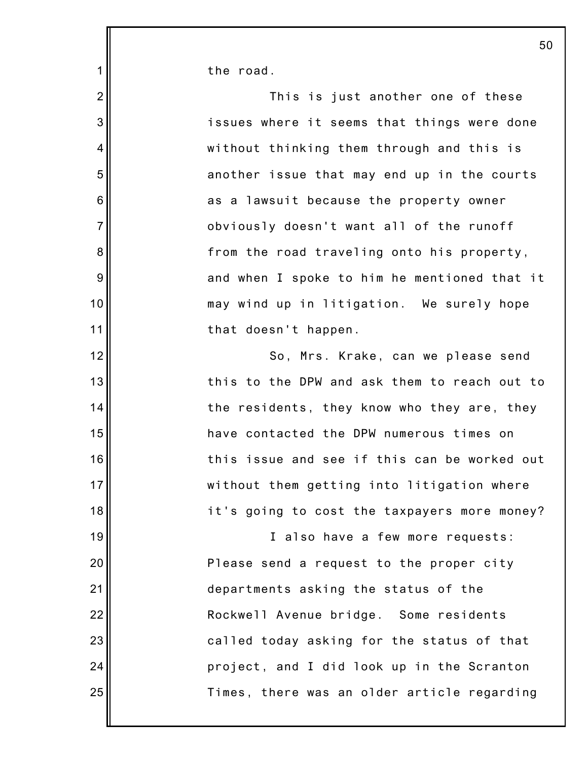the road.

This is just another one of these issues where it seems that things were done without thinking them through and this is another issue that may end up in the courts as a lawsuit because the property owner obviously doesn't want all of the runoff from the road traveling onto his property, and when I spoke to him he mentioned that it may wind up in litigation. We surely hope that doesn't happen.

So, Mrs. Krake, can we please send this to the DPW and ask them to reach out to the residents, they know who they are, they have contacted the DPW numerous times on this issue and see if this can be worked out without them getting into litigation where it's going to cost the taxpayers more money?

I also have a few more requests: Please send a request to the proper city departments asking the status of the Rockwell Avenue bridge. Some residents called today asking for the status of that project, and I did look up in the Scranton Times, there was an older article regarding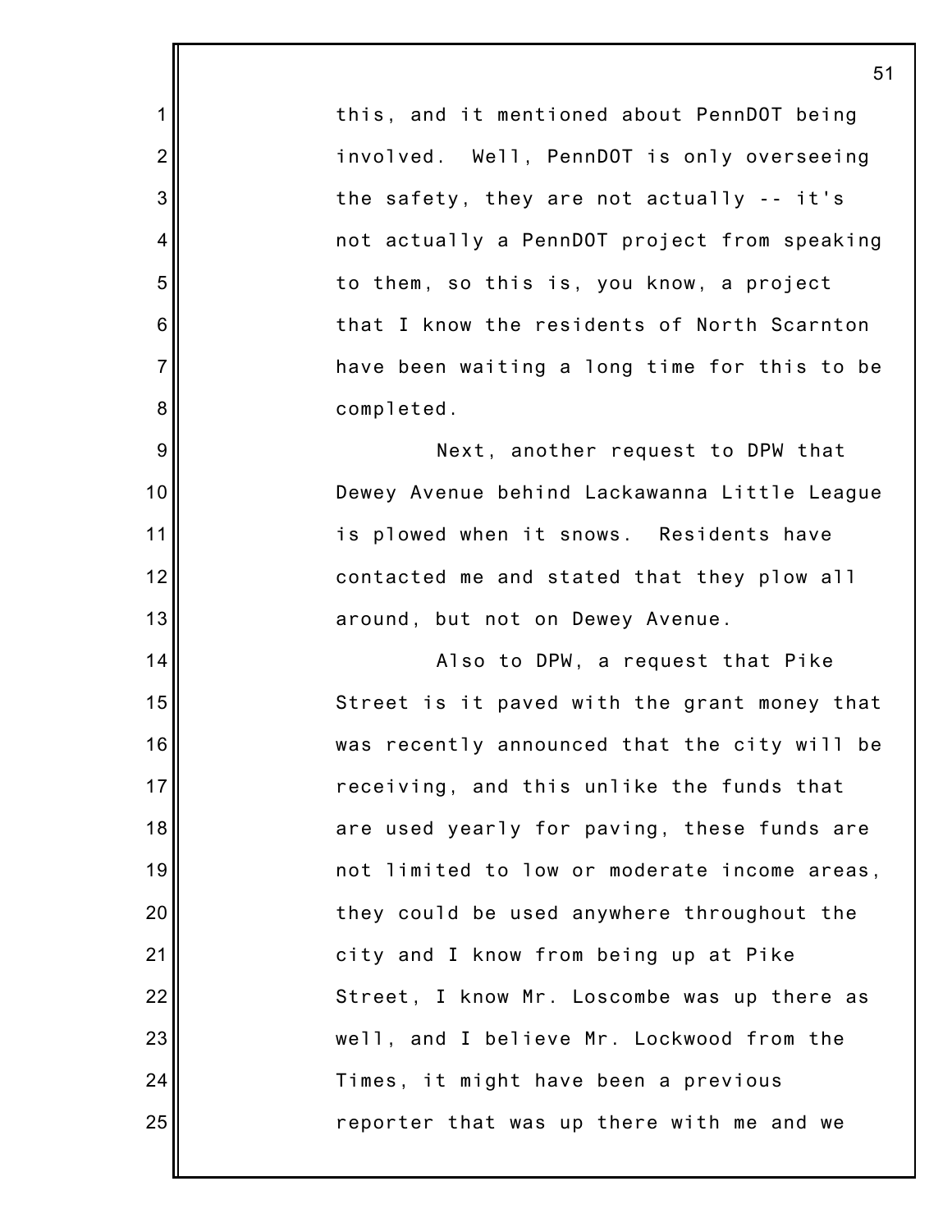this, and it mentioned about PennDOT being involved. Well, PennDOT is only overseeing the safety, they are not actually -- it's not actually a PennDOT project from speaking to them, so this is, you know, a project that I know the residents of North Scarnton have been waiting a long time for this to be completed.

Next, another request to DPW that Dewey Avenue behind Lackawanna Little League is plowed when it snows. Residents have contacted me and stated that they plow all around, but not on Dewey Avenue.

Also to DPW, a request that Pike Street is it paved with the grant money that was recently announced that the city will be receiving, and this unlike the funds that are used yearly for paving, these funds are not limited to low or moderate income areas, they could be used anywhere throughout the city and I know from being up at Pike Street, I know Mr. Loscombe was up there as well, and I believe Mr. Lockwood from the Times, it might have been a previous reporter that was up there with me and we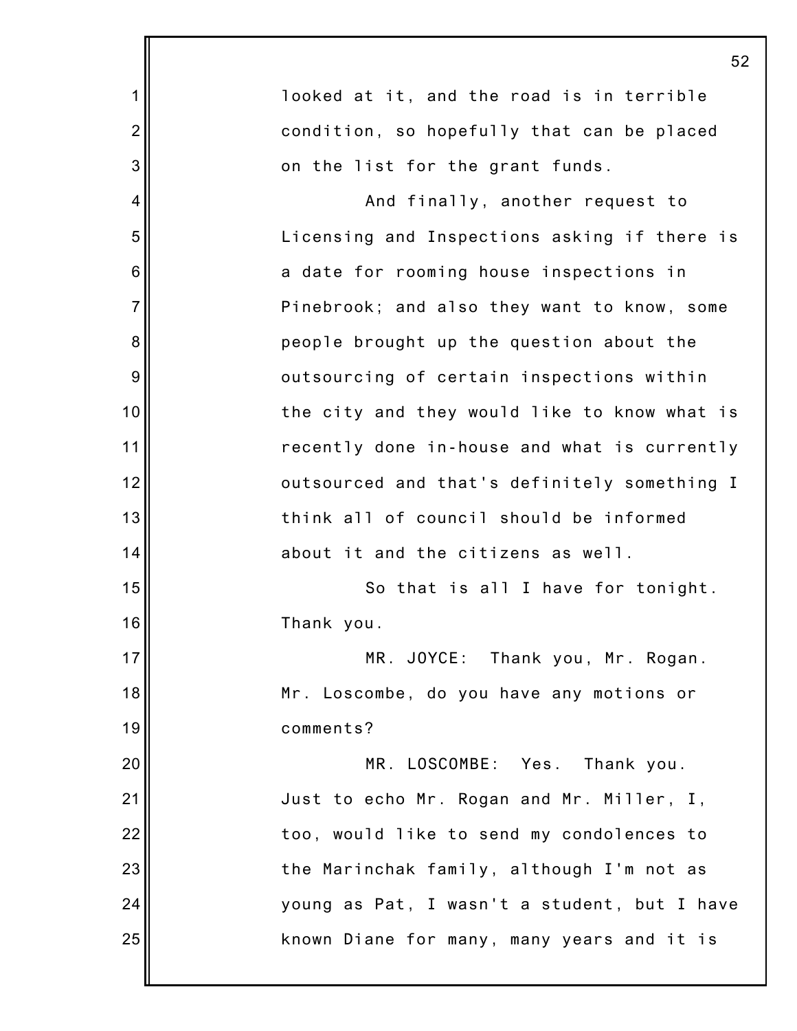looked at it, and the road is in terrible condition, so hopefully that can be placed on the list for the grant funds.

And finally, another request to Licensing and Inspections asking if there is a date for rooming house inspections in Pinebrook; and also they want to know, some people brought up the question about the outsourcing of certain inspections within the city and they would like to know what is recently done in-house and what is currently outsourced and that's definitely something I think all of council should be informed about it and the citizens as well.

So that is all I have for tonight. Thank you.

MR. JOYCE: Thank you, Mr. Rogan. Mr. Loscombe, do you have any motions or comments?

MR. LOSCOMBE: Yes. Thank you. Just to echo Mr. Rogan and Mr. Miller, I, too, would like to send my condolences to the Marinchak family, although I'm not as young as Pat, I wasn't a student, but I have known Diane for many, many years and it is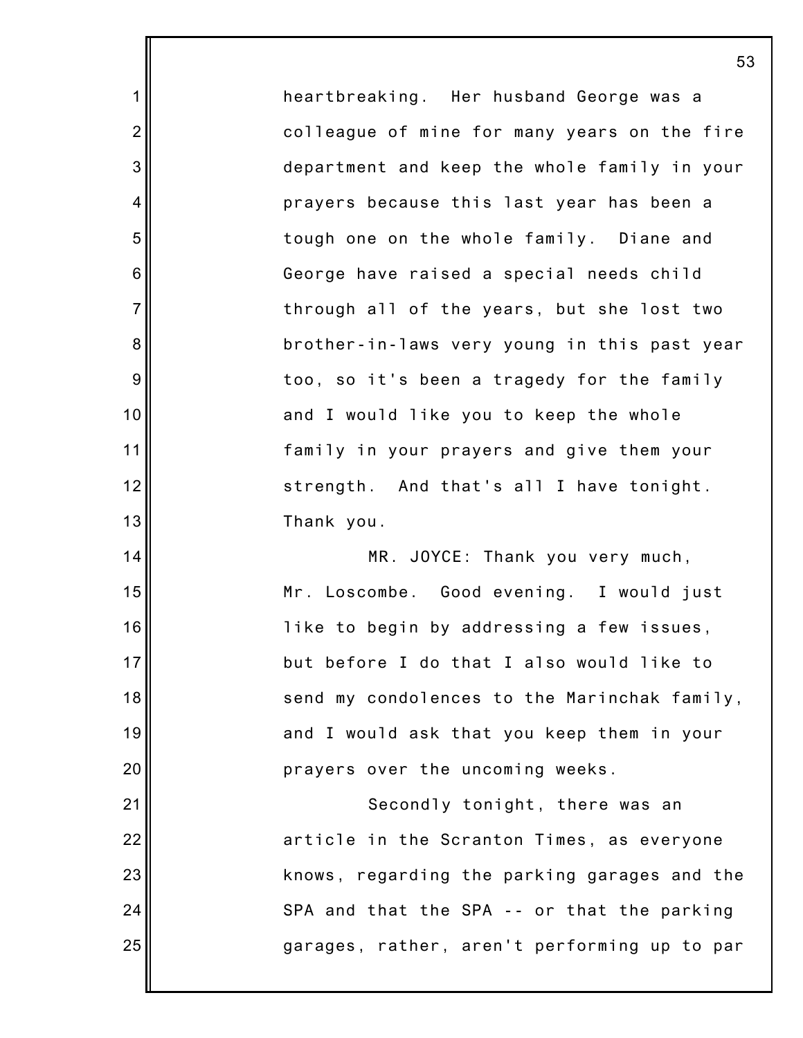heartbreaking. Her husband George was a colleague of mine for many years on the fire department and keep the whole family in your prayers because this last year has been a tough one on the whole family. Diane and George have raised a special needs child through all of the years, but she lost two brother-in-laws very young in this past year too, so it's been a tragedy for the family and I would like you to keep the whole family in your prayers and give them your strength. And that's all I have tonight. Thank you.

MR. JOYCE: Thank you very much, Mr. Loscombe. Good evening. I would just like to begin by addressing a few issues, but before I do that I also would like to send my condolences to the Marinchak family, and I would ask that you keep them in your prayers over the uncoming weeks.

Secondly tonight, there was an article in the Scranton Times, as everyone knows, regarding the parking garages and the SPA and that the SPA -- or that the parking garages, rather, aren't performing up to par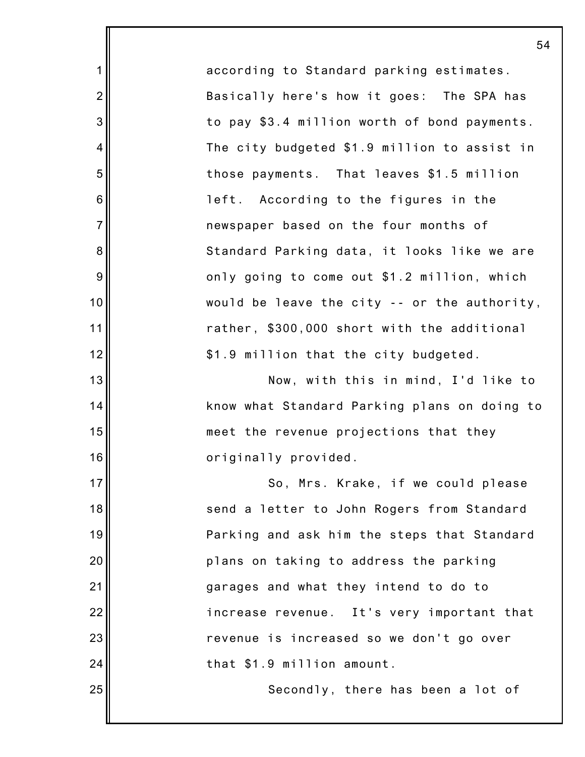according to Standard parking estimates. Basically here's how it goes: The SPA has to pay $3.4 million worth of bond payments. The city budgeted $1.9 million to assist in those payments. That leaves $1.5 million left. According to the figures in the newspaper based on the four months of Standard Parking data, it looks like we are only going to come out $1.2 million, which would be leave the city -- or the authority, rather, $300,000 short with the additional $1.9 million that the city budgeted.

Now, with this in mind, I'd like to know what Standard Parking plans on doing to meet the revenue projections that they originally provided.

So, Mrs. Krake, if we could please send a letter to John Rogers from Standard Parking and ask him the steps that Standard plans on taking to address the parking garages and what they intend to do to increase revenue. It's very important that revenue is increased so we don't go over that $1.9 million amount.

Secondly, there has been a lot of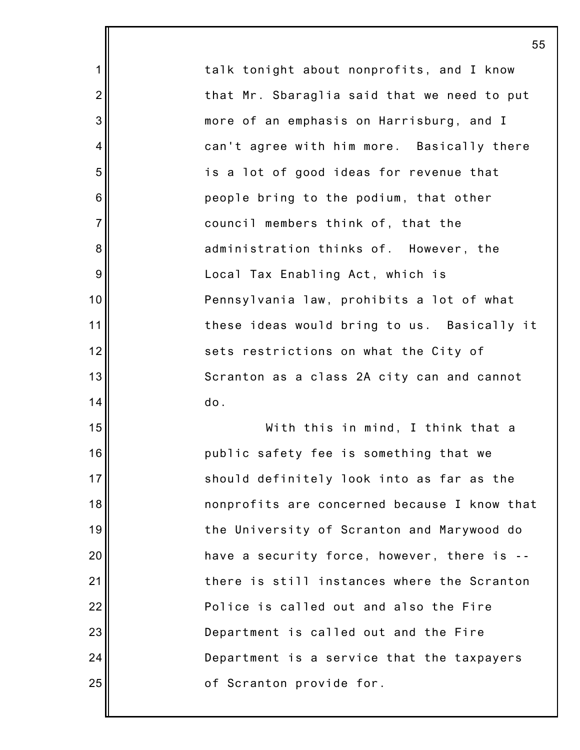talk tonight about nonprofits, and I know that Mr. Sbaraglia said that we need to put more of an emphasis on Harrisburg, and I can't agree with him more. Basically there is a lot of good ideas for revenue that people bring to the podium, that other council members think of, that the administration thinks of. However, the Local Tax Enabling Act, which is Pennsylvania law, prohibits a lot of what these ideas would bring to us. Basically it sets restrictions on what the City of Scranton as a class 2A city can and cannot do.

With this in mind, I think that a public safety fee is something that we should definitely look into as far as the nonprofits are concerned because I know that the University of Scranton and Marywood do have a security force, however, there is -- there is still instances where the Scranton Police is called out and also the Fire Department is called out and the Fire Department is a service that the taxpayers of Scranton provide for.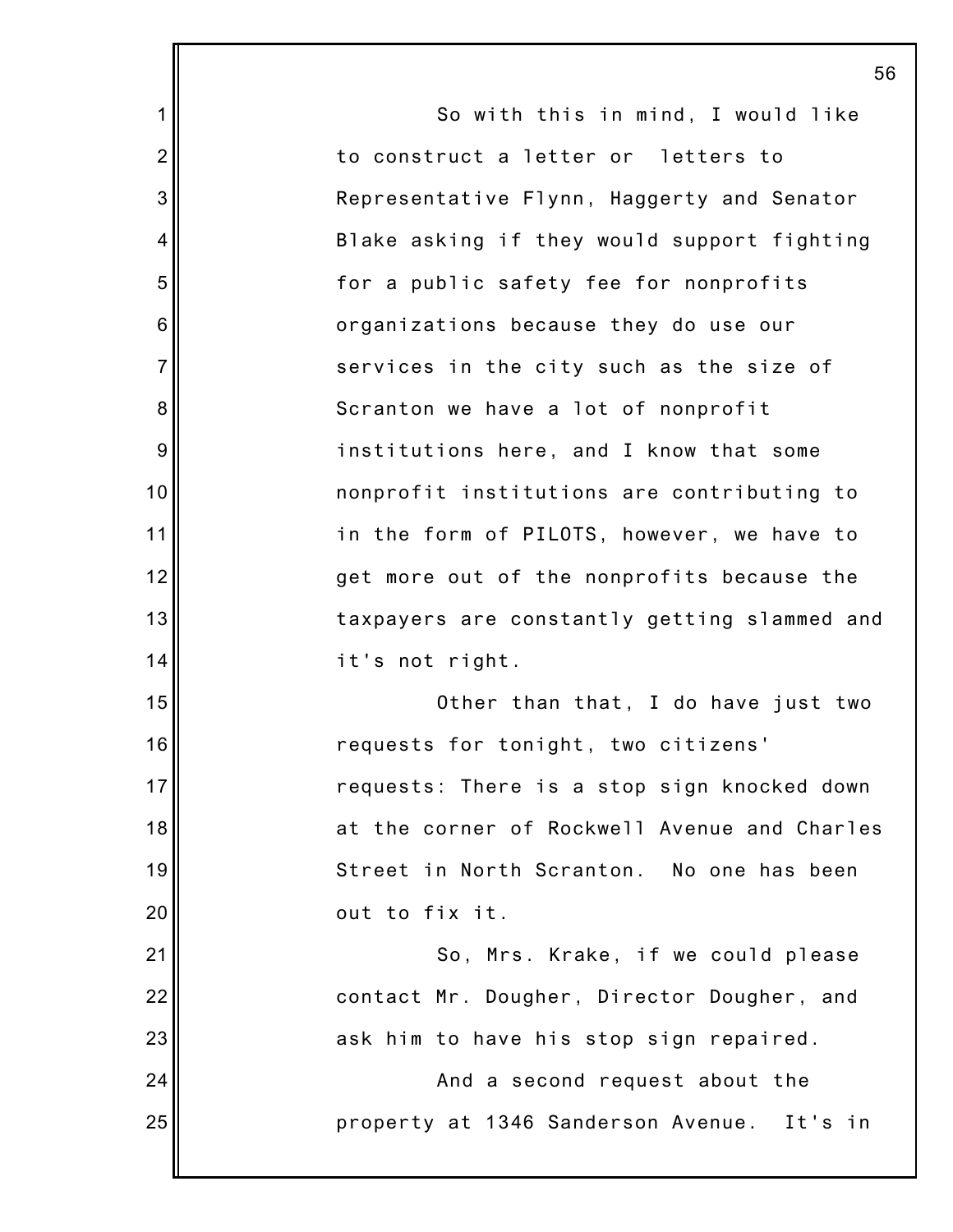So with this in mind, I would like to construct a letter or letters to Representative Flynn, Haggerty and Senator Blake asking if they would support fighting for a public safety fee for nonprofits organizations because they do use our services in the city such as the size of Scranton we have a lot of nonprofit institutions here, and I know that some nonprofit institutions are contributing to in the form of PILOTS, however, we have to get more out of the nonprofits because the taxpayers are constantly getting slammed and it's not right.

Other than that, I do have just two requests for tonight, two citizens' requests: There is a stop sign knocked down at the corner of Rockwell Avenue and Charles Street in North Scranton. No one has been out to fix it.

So, Mrs. Krake, if we could please contact Mr. Dougher, Director Dougher, and ask him to have his stop sign repaired.

And a second request about the property at 1346 Sanderson Avenue. It's in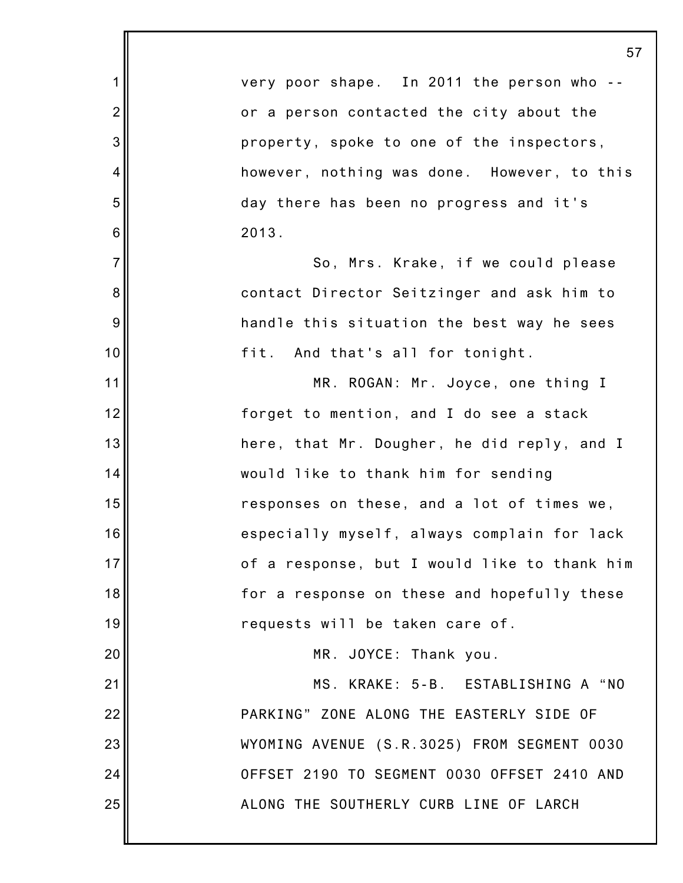very poor shape. In 2011 the person who -- or a person contacted the city about the property, spoke to one of the inspectors, however, nothing was done. However, to this day there has been no progress and it's 2013.

So, Mrs. Krake, if we could please contact Director Seitzinger and ask him to handle this situation the best way he sees fit. And that's all for tonight.

MR. ROGAN: Mr. Joyce, one thing I forget to mention, and I do see a stack here, that Mr. Dougher, he did reply, and I would like to thank him for sending responses on these, and a lot of times we, especially myself, always complain for lack of a response, but I would like to thank him for a response on these and hopefully these requests will be taken care of.

MR. JOYCE: Thank you.

MS. KRAKE: 5-B. ESTABLISHING A "NO PARKING" ZONE ALONG THE EASTERLY SIDE OF WYOMING AVENUE (S.R.3025) FROM SEGMENT 0030 OFFSET 2190 TO SEGMENT 0030 OFFSET 2410 AND ALONG THE SOUTHERLY CURB LINE OF LARCH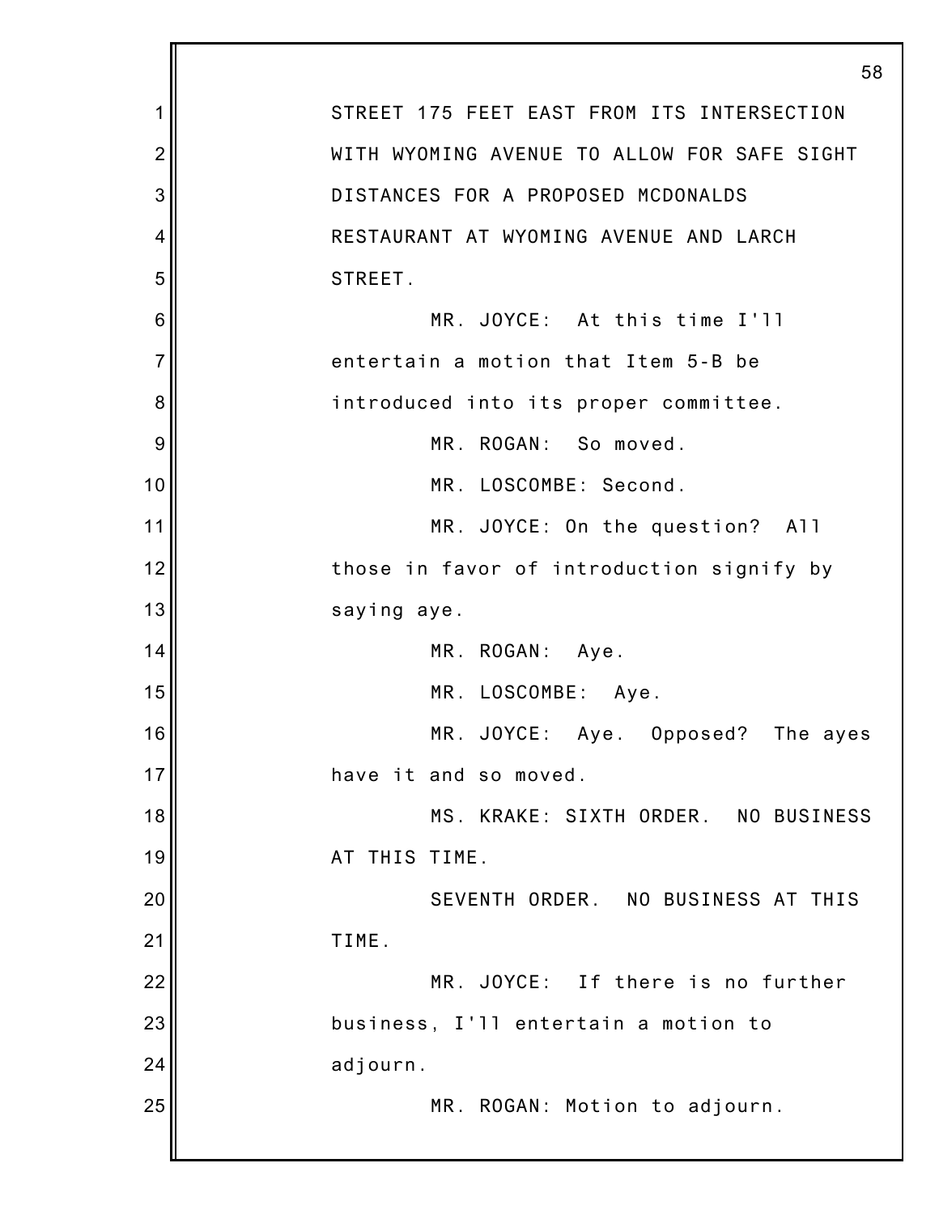STREET 175 FEET EAST FROM ITS INTERSECTION WITH WYOMING AVENUE TO ALLOW FOR SAFE SIGHT DISTANCES FOR A PROPOSED MCDONALDS RESTAURANT AT WYOMING AVENUE AND LARCH STREET.

MR. JOYCE: At this time I'll entertain a motion that Item 5-B be introduced into its proper committee.

MR. ROGAN: So moved.

MR. LOSCOMBE: Second.

MR. JOYCE: On the question? All those in favor of introduction signify by saying aye.

MR. ROGAN: Aye.

MR. LOSCOMBE: Aye.

MR. JOYCE: Aye. Opposed? The ayes have it and so moved.

MS. KRAKE: SIXTH ORDER. NO BUSINESS AT THIS TIME.

SEVENTH ORDER. NO BUSINESS AT THIS TIME.

MR. JOYCE: If there is no further business, I'll entertain a motion to adjourn.

MR. ROGAN: Motion to adjourn.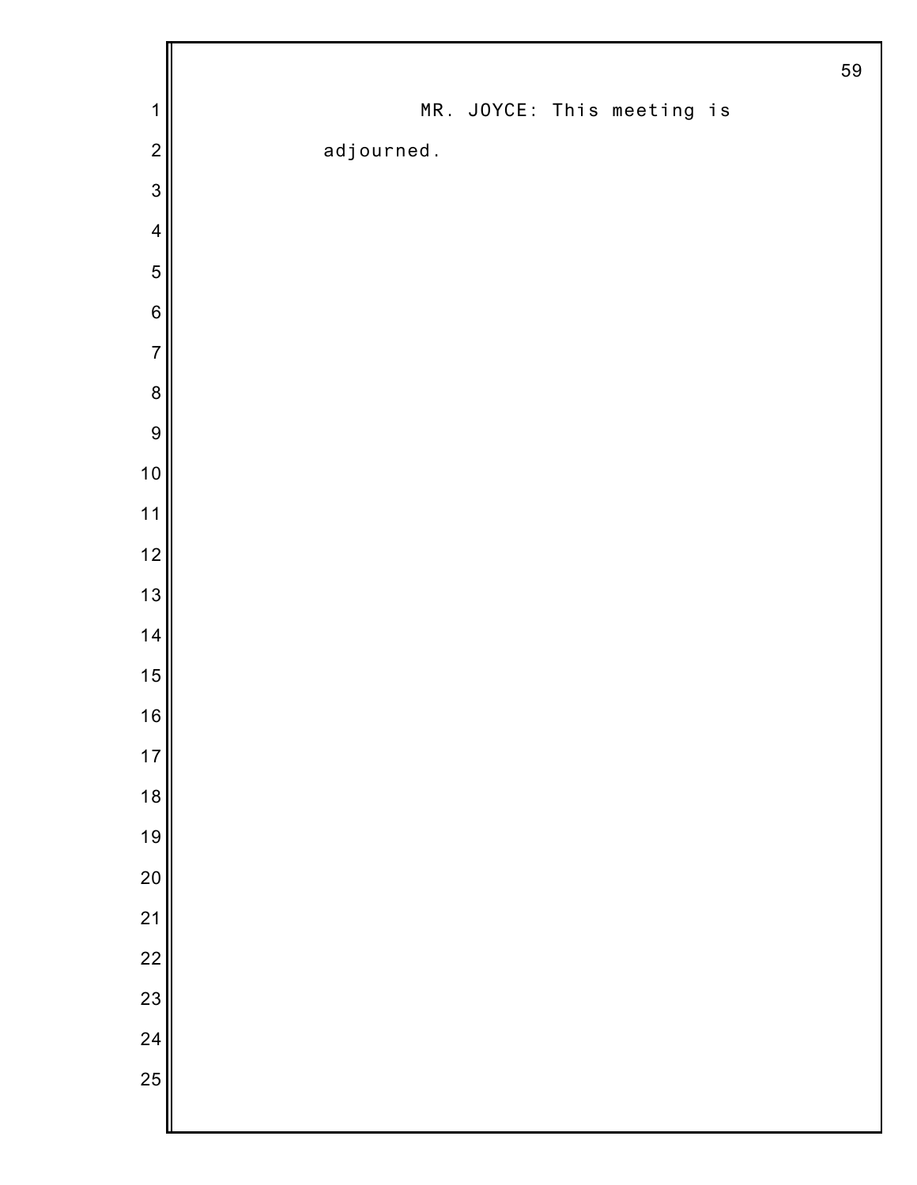MR. JOYCE: This meeting is adjourned.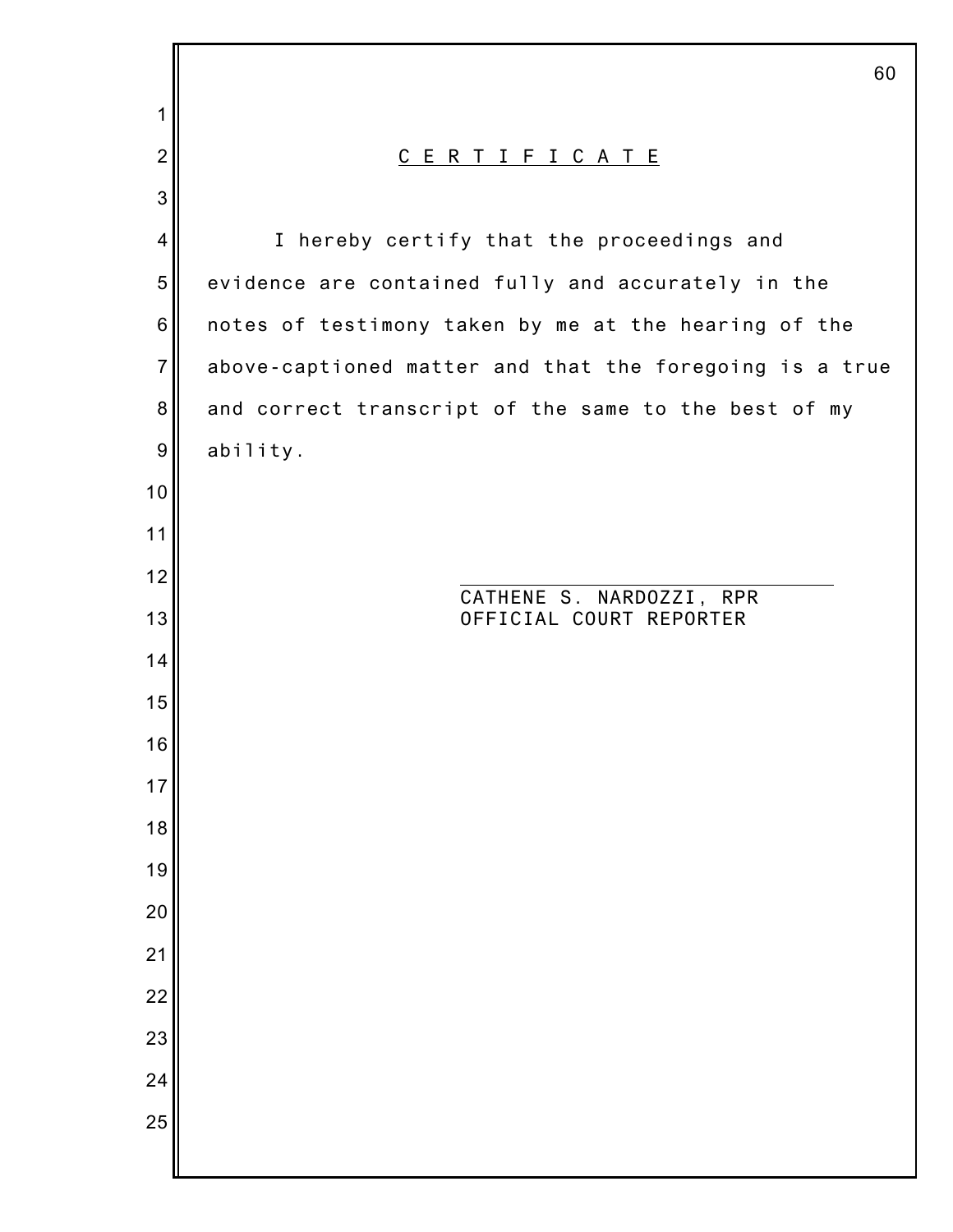## C E R T I F I C A T E

I hereby certify that the proceedings and evidence are contained fully and accurately in the notes of testimony taken by me at the hearing of the above-captioned matter and that the foregoing is a true and correct transcript of the same to the best of my ability.

CATHENE S. NARDOZZI, RPR
OFFICIAL COURT REPORTER